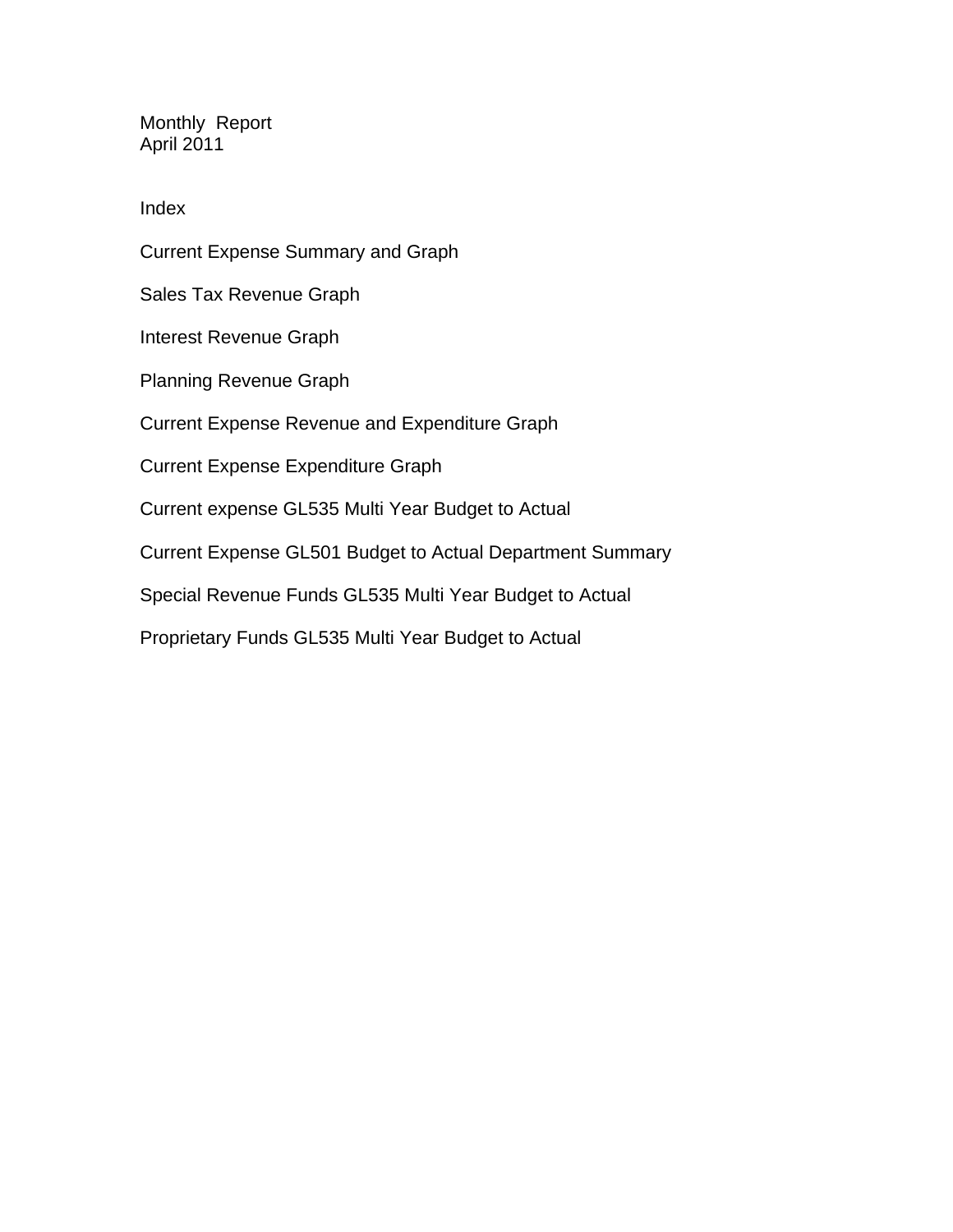# Monthly Report
## April 2011

### Index

Current Expense Summary and Graph

Sales Tax Revenue Graph

Interest Revenue Graph

Planning Revenue Graph

Current Expense Revenue and Expenditure Graph

Current Expense Expenditure Graph

Current expense GL535 Multi Year Budget to Actual

Current Expense GL501 Budget to Actual Department Summary

Special Revenue Funds GL535 Multi Year Budget to Actual

Proprietary Funds GL535 Multi Year Budget to Actual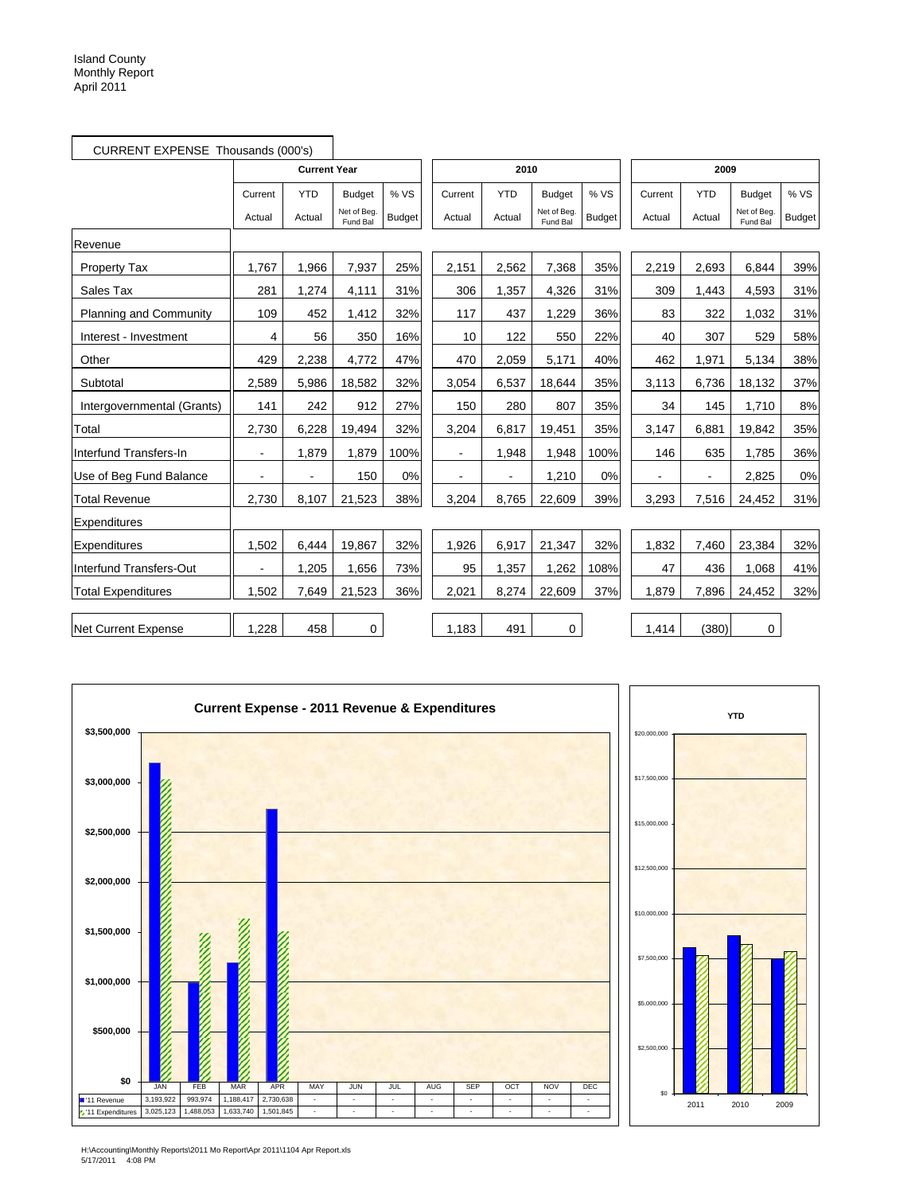Island County
Monthly Report
April 2011

CURRENT EXPENSE Thousands (000's)

| | Current Year | | | | 2010 | | | | 2009 | | | |
|---|---|---|---|---|---|---|---|---|---|---|---|---|
| | Current Actual | YTD Actual | Budget Net of Beg. Fund Bal | % VS Budget | Current Actual | YTD Actual | Budget Net of Beg. Fund Bal | % VS Budget | Current Actual | YTD Actual | Budget Net of Beg. Fund Bal | % VS Budget |
| **Revenue** | | | | | | | | | | | | |
| Property Tax | 1,767 | 1,966 | 7,937 | 25% | 2,151 | 2,562 | 7,368 | 35% | 2,219 | 2,693 | 6,844 | 39% |
| Sales Tax | 281 | 1,274 | 4,111 | 31% | 306 | 1,357 | 4,326 | 31% | 309 | 1,443 | 4,593 | 31% |
| Planning and Community | 109 | 452 | 1,412 | 32% | 117 | 437 | 1,229 | 36% | 83 | 322 | 1,032 | 31% |
| Interest - Investment | 4 | 56 | 350 | 16% | 10 | 122 | 550 | 22% | 40 | 307 | 529 | 58% |
| Other | 429 | 2,238 | 4,772 | 47% | 470 | 2,059 | 5,171 | 40% | 462 | 1,971 | 5,134 | 38% |
| Subtotal | 2,589 | 5,986 | 18,582 | 32% | 3,054 | 6,537 | 18,644 | 35% | 3,113 | 6,736 | 18,132 | 37% |
| Intergovernmental (Grants) | 141 | 242 | 912 | 27% | 150 | 280 | 807 | 35% | 34 | 145 | 1,710 | 8% |
| Total | 2,730 | 6,228 | 19,494 | 32% | 3,204 | 6,817 | 19,451 | 35% | 3,147 | 6,881 | 19,842 | 35% |
| Interfund Transfers-In | - | 1,879 | 1,879 | 100% | - | 1,948 | 1,948 | 100% | 146 | 635 | 1,785 | 36% |
| Use of Beg Fund Balance | - | - | 150 | 0% | - | - | 1,210 | 0% | - | - | 2,825 | 0% |
| Total Revenue | 2,730 | 8,107 | 21,523 | 38% | 3,204 | 8,765 | 22,609 | 39% | 3,293 | 7,516 | 24,452 | 31% |
| **Expenditures** | | | | | | | | | | | | |
| Expenditures | 1,502 | 6,444 | 19,867 | 32% | 1,926 | 6,917 | 21,347 | 32% | 1,832 | 7,460 | 23,384 | 32% |
| Interfund Transfers-Out | - | 1,205 | 1,656 | 73% | 95 | 1,357 | 1,262 | 108% | 47 | 436 | 1,068 | 41% |
| Total Expenditures | 1,502 | 7,649 | 21,523 | 36% | 2,021 | 8,274 | 22,609 | 37% | 1,879 | 7,896 | 24,452 | 32% |
| Net Current Expense | 1,228 | 458 | 0 | | 1,183 | 491 | 0 | | 1,414 | (380) | 0 | |

**Current Expense - 2011 Revenue & Expenditures**

| | JAN | FEB | MAR | APR | MAY | JUN | JUL | AUG | SEP | OCT | NOV | DEC |
|---|---|---|---|---|---|---|---|---|---|---|---|---|
| '11 Revenue | 3,193,922 | 993,974 | 1,188,417 | 2,730,638 | - | - | - | - | - | - | - | - |
| '11 Expenditures | 3,025,123 | 1,488,053 | 1,633,740 | 1,501,845 | - | - | - | - | - | - | - | - |

**YTD**

H:\Accounting\Monthly Reports\2011 Mo Report\Apr 2011\1104 Apr Report.xls
5/17/2011 4:08 PM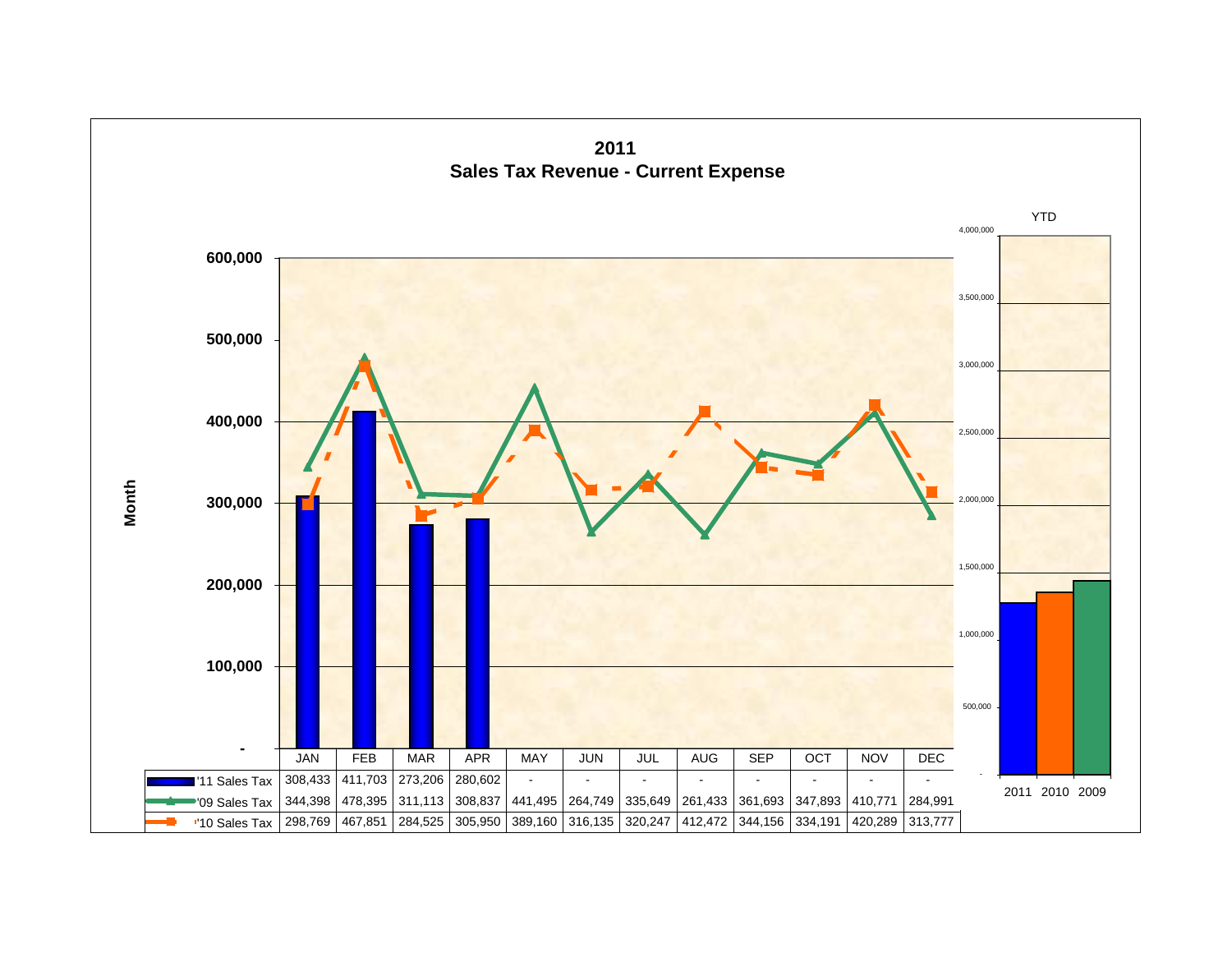# 2011
## Sales Tax Revenue - Current Expense

| | JAN | FEB | MAR | APR | MAY | JUN | JUL | AUG | SEP | OCT | NOV | DEC |
|---|---|---|---|---|---|---|---|---|---|---|---|---|
| '11 Sales Tax | 308,433 | 411,703 | 273,206 | 280,602 | - | - | - | - | - | - | - | - |
| '09 Sales Tax | 344,398 | 478,395 | 311,113 | 308,837 | 441,495 | 264,749 | 335,649 | 261,433 | 361,693 | 347,893 | 410,771 | 284,991 |
| '10 Sales Tax | 298,769 | 467,851 | 284,525 | 305,950 | 389,160 | 316,135 | 320,247 | 412,472 | 344,156 | 334,191 | 420,289 | 313,777 |

Month

YTD

2011 2010 2009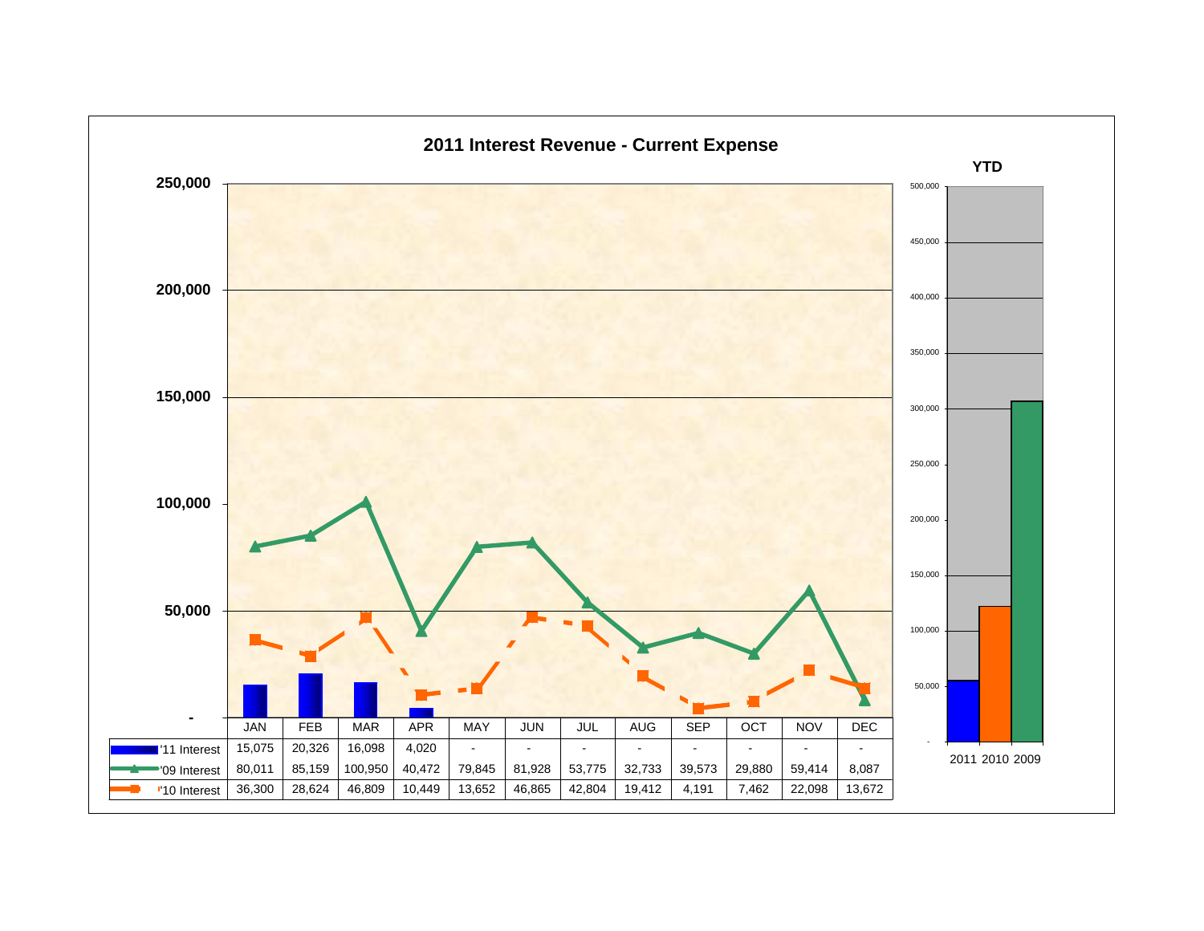# 2011 Interest Revenue - Current Expense

| | JAN | FEB | MAR | APR | MAY | JUN | JUL | AUG | SEP | OCT | NOV | DEC |
|---|---|---|---|---|---|---|---|---|---|---|---|---|
| '11 Interest | 15,075 | 20,326 | 16,098 | 4,020 | - | - | - | - | - | - | - | - |
| '09 Interest | 80,011 | 85,159 | 100,950 | 40,472 | 79,845 | 81,928 | 53,775 | 32,733 | 39,573 | 29,880 | 59,414 | 8,087 |
| '10 Interest | 36,300 | 28,624 | 46,809 | 10,449 | 13,652 | 46,865 | 42,804 | 19,412 | 4,191 | 7,462 | 22,098 | 13,672 |

**YTD**

2011 2010 2009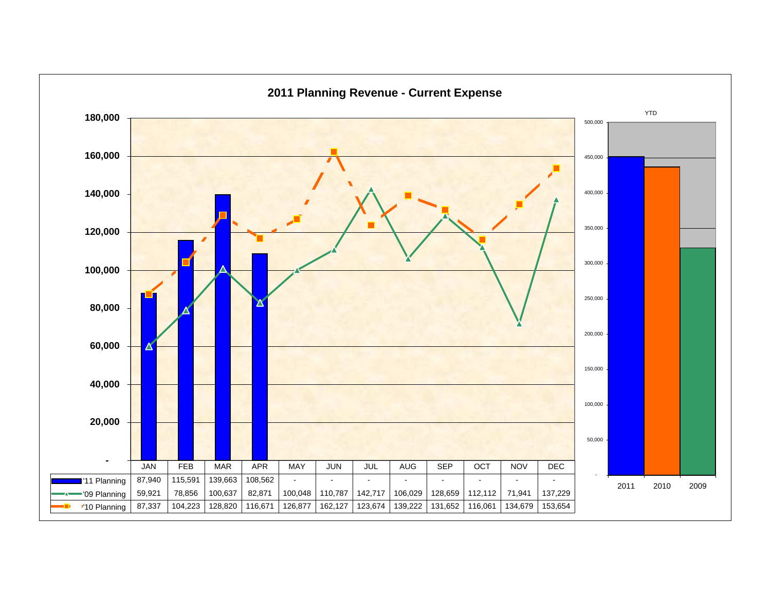# 2011 Planning Revenue - Current Expense

| | JAN | FEB | MAR | APR | MAY | JUN | JUL | AUG | SEP | OCT | NOV | DEC |
|---|---|---|---|---|---|---|---|---|---|---|---|---|
| '11 Planning | 87,940 | 115,591 | 139,663 | 108,562 | - | - | - | - | - | - | - | - |
| '09 Planning | 59,921 | 78,856 | 100,637 | 82,871 | 100,048 | 110,787 | 142,717 | 106,029 | 128,659 | 112,112 | 71,941 | 137,229 |
| '10 Planning | 87,337 | 104,223 | 128,820 | 116,671 | 126,877 | 162,127 | 123,674 | 139,222 | 131,652 | 116,061 | 134,679 | 153,654 |

YTD

2011 | 2010 | 2009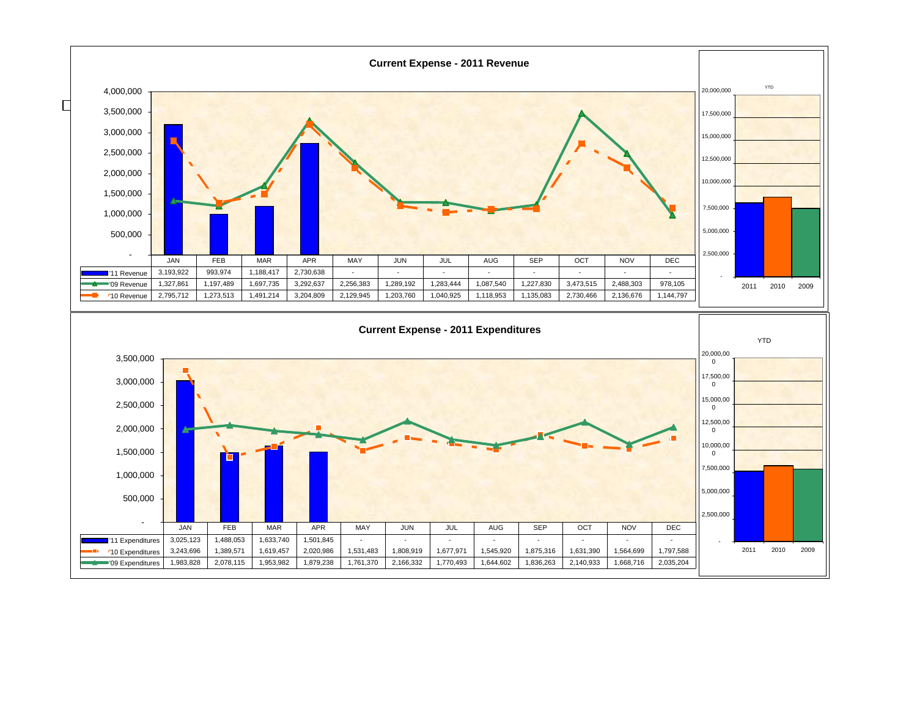## Current Expense - 2011 Revenue

| | JAN | FEB | MAR | APR | MAY | JUN | JUL | AUG | SEP | OCT | NOV | DEC |
|---|---|---|---|---|---|---|---|---|---|---|---|---|
| '11 Revenue | 3,193,922 | 993,974 | 1,188,417 | 2,730,638 | - | - | - | - | - | - | - | - |
| '09 Revenue | 1,327,861 | 1,197,489 | 1,697,735 | 3,292,637 | 2,256,383 | 1,289,192 | 1,283,444 | 1,087,540 | 1,227,830 | 3,473,515 | 2,488,303 | 978,105 |
| '10 Revenue | 2,795,712 | 1,273,513 | 1,491,214 | 3,204,809 | 2,129,945 | 1,203,760 | 1,040,925 | 1,118,953 | 1,135,083 | 2,730,466 | 2,136,676 | 1,144,797 |

YTD

2011 | 2010 | 2009

## Current Expense - 2011 Expenditures

| | JAN | FEB | MAR | APR | MAY | JUN | JUL | AUG | SEP | OCT | NOV | DEC |
|---|---|---|---|---|---|---|---|---|---|---|---|---|
| '11 Expenditures | 3,025,123 | 1,488,053 | 1,633,740 | 1,501,845 | - | - | - | - | - | - | - | - |
| '10 Expenditures | 3,243,696 | 1,389,571 | 1,619,457 | 2,020,986 | 1,531,483 | 1,808,919 | 1,677,971 | 1,545,920 | 1,875,316 | 1,631,390 | 1,564,699 | 1,797,588 |
| '09 Expenditures | 1,983,828 | 2,078,115 | 1,953,982 | 1,879,238 | 1,761,370 | 2,166,332 | 1,770,493 | 1,644,602 | 1,836,263 | 2,140,933 | 1,668,716 | 2,035,204 |

YTD

2011 | 2010 | 2009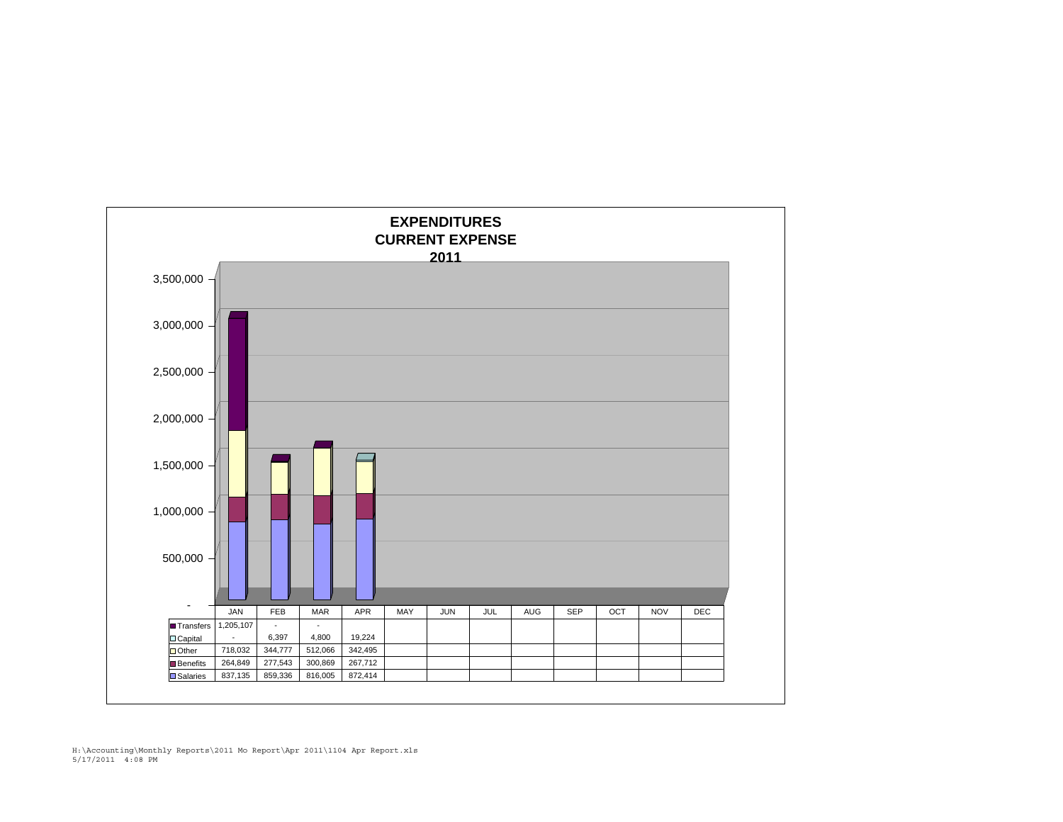# EXPENDITURES
## CURRENT EXPENSE
## 2011

| | JAN | FEB | MAR | APR | MAY | JUN | JUL | AUG | SEP | OCT | NOV | DEC |
|---|---|---|---|---|---|---|---|---|---|---|---|---|
| Transfers | 1,205,107 | - | - | | | | | | | | | |
| Capital | - | 6,397 | 4,800 | 19,224 | | | | | | | | |
| Other | 718,032 | 344,777 | 512,066 | 342,495 | | | | | | | | |
| Benefits | 264,849 | 277,543 | 300,869 | 267,712 | | | | | | | | |
| Salaries | 837,135 | 859,336 | 816,005 | 872,414 | | | | | | | | |

H:\Accounting\Monthly Reports\2011 Mo Report\Apr 2011\1104 Apr Report.xls
5/17/2011 4:08 PM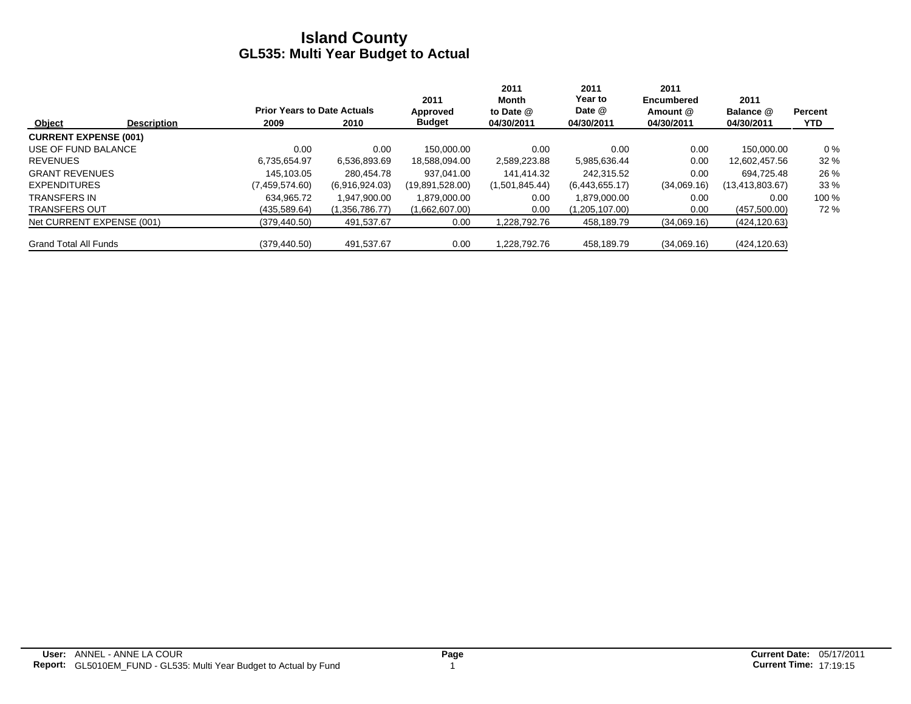# Island County
## GL535: Multi Year Budget to Actual

| Object | Description | Prior Years to Date Actuals 2009 | 2010 | 2011 Approved Budget | 2011 Month to Date @ 04/30/2011 | 2011 Year to Date @ 04/30/2011 | 2011 Encumbered Amount @ 04/30/2011 | 2011 Balance @ 04/30/2011 | Percent YTD |
|---|---|---|---|---|---|---|---|---|---|
| **CURRENT EXPENSE (001)** | | | | | | | | | |
| USE OF FUND BALANCE | | 0.00 | 0.00 | 150,000.00 | 0.00 | 0.00 | 0.00 | 150,000.00 | 0 % |
| REVENUES | | 6,735,654.97 | 6,536,893.69 | 18,588,094.00 | 2,589,223.88 | 5,985,636.44 | 0.00 | 12,602,457.56 | 32 % |
| GRANT REVENUES | | 145,103.05 | 280,454.78 | 937,041.00 | 141,414.32 | 242,315.52 | 0.00 | 694,725.48 | 26 % |
| EXPENDITURES | | (7,459,574.60) | (6,916,924.03) | (19,891,528.00) | (1,501,845.44) | (6,443,655.17) | (34,069.16) | (13,413,803.67) | 33 % |
| TRANSFERS IN | | 634,965.72 | 1,947,900.00 | 1,879,000.00 | 0.00 | 1,879,000.00 | 0.00 | 0.00 | 100 % |
| TRANSFERS OUT | | (435,589.64) | (1,356,786.77) | (1,662,607.00) | 0.00 | (1,205,107.00) | 0.00 | (457,500.00) | 72 % |
| Net CURRENT EXPENSE (001) | | (379,440.50) | 491,537.67 | 0.00 | 1,228,792.76 | 458,189.79 | (34,069.16) | (424,120.63) | |
| Grand Total All Funds | | (379,440.50) | 491,537.67 | 0.00 | 1,228,792.76 | 458,189.79 | (34,069.16) | (424,120.63) | |

**User:** ANNEL - ANNE LA COUR
**Report:** GL5010EM_FUND - GL535: Multi Year Budget to Actual by Fund

**Current Date:** 05/17/2011
**Current Time:** 17:19:15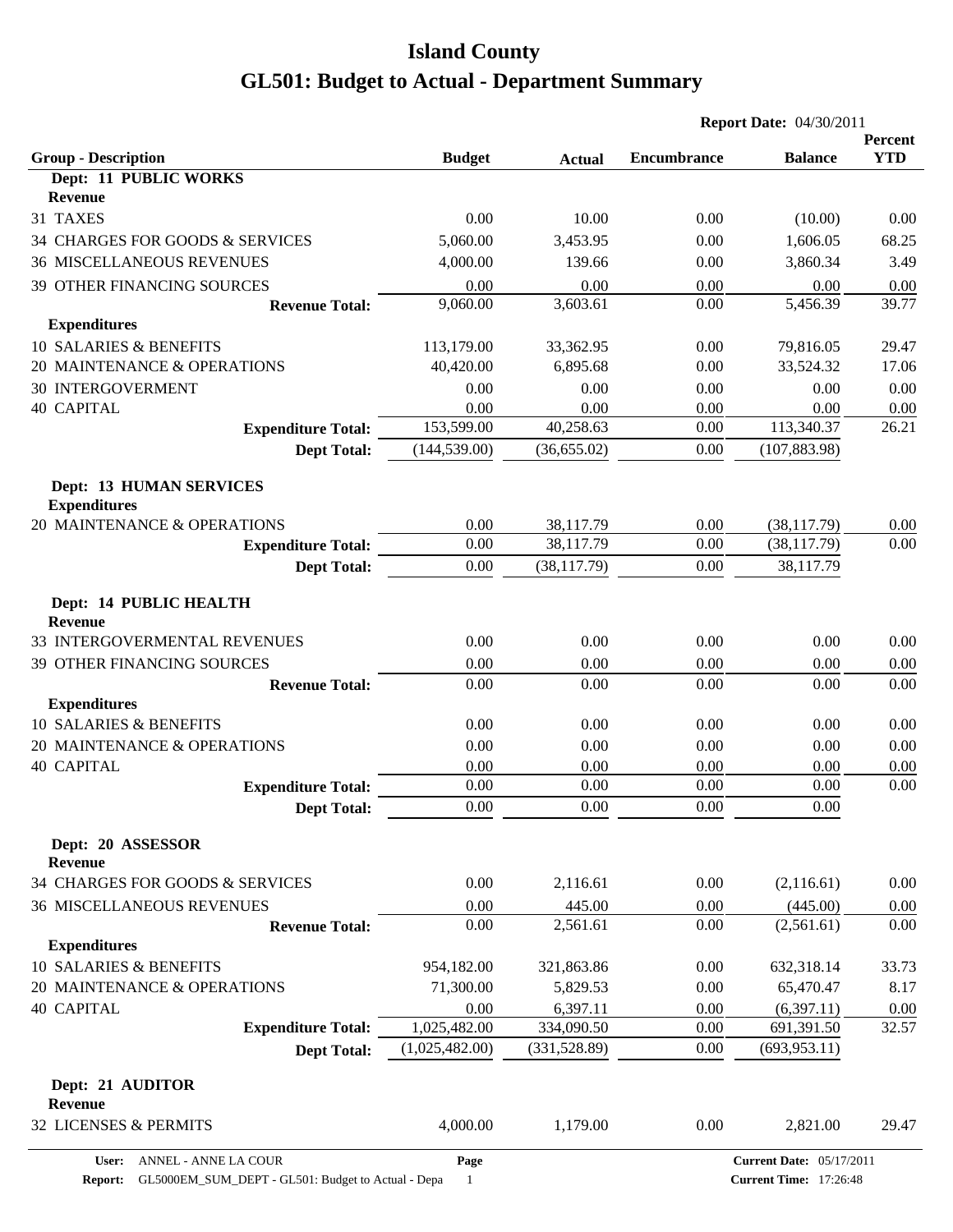# Island County

# GL501: Budget to Actual - Department Summary

**Report Date:** 04/30/2011

| Group - Description | Budget | Actual | Encumbrance | Balance | Percent YTD |
|---|---|---|---|---|---|
| **Dept: 11 PUBLIC WORKS** | | | | | |
| **Revenue** | | | | | |
| 31 TAXES | 0.00 | 10.00 | 0.00 | (10.00) | 0.00 |
| 34 CHARGES FOR GOODS & SERVICES | 5,060.00 | 3,453.95 | 0.00 | 1,606.05 | 68.25 |
| 36 MISCELLANEOUS REVENUES | 4,000.00 | 139.66 | 0.00 | 3,860.34 | 3.49 |
| 39 OTHER FINANCING SOURCES | 0.00 | 0.00 | 0.00 | 0.00 | 0.00 |
| **Revenue Total:** | 9,060.00 | 3,603.61 | 0.00 | 5,456.39 | 39.77 |
| **Expenditures** | | | | | |
| 10 SALARIES & BENEFITS | 113,179.00 | 33,362.95 | 0.00 | 79,816.05 | 29.47 |
| 20 MAINTENANCE & OPERATIONS | 40,420.00 | 6,895.68 | 0.00 | 33,524.32 | 17.06 |
| 30 INTERGOVERMENT | 0.00 | 0.00 | 0.00 | 0.00 | 0.00 |
| 40 CAPITAL | 0.00 | 0.00 | 0.00 | 0.00 | 0.00 |
| **Expenditure Total:** | 153,599.00 | 40,258.63 | 0.00 | 113,340.37 | 26.21 |
| **Dept Total:** | (144,539.00) | (36,655.02) | 0.00 | (107,883.98) | |
| **Dept: 13 HUMAN SERVICES** | | | | | |
| **Expenditures** | | | | | |
| 20 MAINTENANCE & OPERATIONS | 0.00 | 38,117.79 | 0.00 | (38,117.79) | 0.00 |
| **Expenditure Total:** | 0.00 | 38,117.79 | 0.00 | (38,117.79) | 0.00 |
| **Dept Total:** | 0.00 | (38,117.79) | 0.00 | 38,117.79 | |
| **Dept: 14 PUBLIC HEALTH** | | | | | |
| **Revenue** | | | | | |
| 33 INTERGOVERMENTAL REVENUES | 0.00 | 0.00 | 0.00 | 0.00 | 0.00 |
| 39 OTHER FINANCING SOURCES | 0.00 | 0.00 | 0.00 | 0.00 | 0.00 |
| **Revenue Total:** | 0.00 | 0.00 | 0.00 | 0.00 | 0.00 |
| **Expenditures** | | | | | |
| 10 SALARIES & BENEFITS | 0.00 | 0.00 | 0.00 | 0.00 | 0.00 |
| 20 MAINTENANCE & OPERATIONS | 0.00 | 0.00 | 0.00 | 0.00 | 0.00 |
| 40 CAPITAL | 0.00 | 0.00 | 0.00 | 0.00 | 0.00 |
| **Expenditure Total:** | 0.00 | 0.00 | 0.00 | 0.00 | 0.00 |
| **Dept Total:** | 0.00 | 0.00 | 0.00 | 0.00 | |
| **Dept: 20 ASSESSOR** | | | | | |
| **Revenue** | | | | | |
| 34 CHARGES FOR GOODS & SERVICES | 0.00 | 2,116.61 | 0.00 | (2,116.61) | 0.00 |
| 36 MISCELLANEOUS REVENUES | 0.00 | 445.00 | 0.00 | (445.00) | 0.00 |
| **Revenue Total:** | 0.00 | 2,561.61 | 0.00 | (2,561.61) | 0.00 |
| **Expenditures** | | | | | |
| 10 SALARIES & BENEFITS | 954,182.00 | 321,863.86 | 0.00 | 632,318.14 | 33.73 |
| 20 MAINTENANCE & OPERATIONS | 71,300.00 | 5,829.53 | 0.00 | 65,470.47 | 8.17 |
| 40 CAPITAL | 0.00 | 6,397.11 | 0.00 | (6,397.11) | 0.00 |
| **Expenditure Total:** | 1,025,482.00 | 334,090.50 | 0.00 | 691,391.50 | 32.57 |
| **Dept Total:** | (1,025,482.00) | (331,528.89) | 0.00 | (693,953.11) | |
| **Dept: 21 AUDITOR** | | | | | |
| **Revenue** | | | | | |
| 32 LICENSES & PERMITS | 4,000.00 | 1,179.00 | 0.00 | 2,821.00 | 29.47 |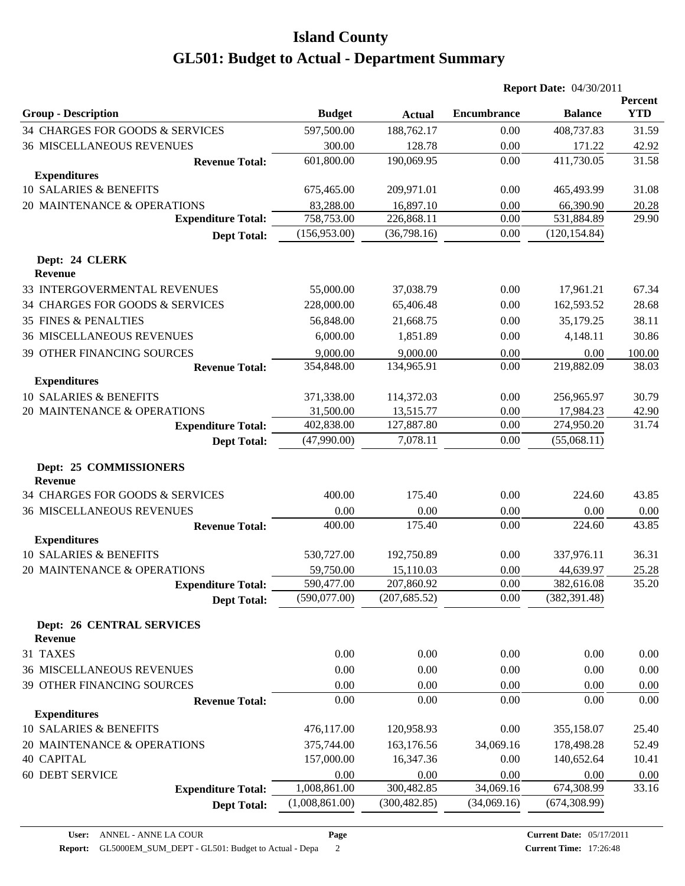# Island County

# GL501: Budget to Actual - Department Summary

**Report Date:** 04/30/2011

| Group - Description | Budget | Actual | Encumbrance | Balance | Percent YTD |
|---|---|---|---|---|---|
| 34 CHARGES FOR GOODS & SERVICES | 597,500.00 | 188,762.17 | 0.00 | 408,737.83 | 31.59 |
| 36 MISCELLANEOUS REVENUES | 300.00 | 128.78 | 0.00 | 171.22 | 42.92 |
| **Revenue Total:** | 601,800.00 | 190,069.95 | 0.00 | 411,730.05 | 31.58 |
| **Expenditures** | | | | | |
| 10 SALARIES & BENEFITS | 675,465.00 | 209,971.01 | 0.00 | 465,493.99 | 31.08 |
| 20 MAINTENANCE & OPERATIONS | 83,288.00 | 16,897.10 | 0.00 | 66,390.90 | 20.28 |
| **Expenditure Total:** | 758,753.00 | 226,868.11 | 0.00 | 531,884.89 | 29.90 |
| **Dept Total:** | (156,953.00) | (36,798.16) | 0.00 | (120,154.84) | |
| **Dept: 24 CLERK** | | | | | |
| **Revenue** | | | | | |
| 33 INTERGOVERMENTAL REVENUES | 55,000.00 | 37,038.79 | 0.00 | 17,961.21 | 67.34 |
| 34 CHARGES FOR GOODS & SERVICES | 228,000.00 | 65,406.48 | 0.00 | 162,593.52 | 28.68 |
| 35 FINES & PENALTIES | 56,848.00 | 21,668.75 | 0.00 | 35,179.25 | 38.11 |
| 36 MISCELLANEOUS REVENUES | 6,000.00 | 1,851.89 | 0.00 | 4,148.11 | 30.86 |
| 39 OTHER FINANCING SOURCES | 9,000.00 | 9,000.00 | 0.00 | 0.00 | 100.00 |
| **Revenue Total:** | 354,848.00 | 134,965.91 | 0.00 | 219,882.09 | 38.03 |
| **Expenditures** | | | | | |
| 10 SALARIES & BENEFITS | 371,338.00 | 114,372.03 | 0.00 | 256,965.97 | 30.79 |
| 20 MAINTENANCE & OPERATIONS | 31,500.00 | 13,515.77 | 0.00 | 17,984.23 | 42.90 |
| **Expenditure Total:** | 402,838.00 | 127,887.80 | 0.00 | 274,950.20 | 31.74 |
| **Dept Total:** | (47,990.00) | 7,078.11 | 0.00 | (55,068.11) | |
| **Dept: 25 COMMISSIONERS** | | | | | |
| **Revenue** | | | | | |
| 34 CHARGES FOR GOODS & SERVICES | 400.00 | 175.40 | 0.00 | 224.60 | 43.85 |
| 36 MISCELLANEOUS REVENUES | 0.00 | 0.00 | 0.00 | 0.00 | 0.00 |
| **Revenue Total:** | 400.00 | 175.40 | 0.00 | 224.60 | 43.85 |
| **Expenditures** | | | | | |
| 10 SALARIES & BENEFITS | 530,727.00 | 192,750.89 | 0.00 | 337,976.11 | 36.31 |
| 20 MAINTENANCE & OPERATIONS | 59,750.00 | 15,110.03 | 0.00 | 44,639.97 | 25.28 |
| **Expenditure Total:** | 590,477.00 | 207,860.92 | 0.00 | 382,616.08 | 35.20 |
| **Dept Total:** | (590,077.00) | (207,685.52) | 0.00 | (382,391.48) | |
| **Dept: 26 CENTRAL SERVICES** | | | | | |
| **Revenue** | | | | | |
| 31 TAXES | 0.00 | 0.00 | 0.00 | 0.00 | 0.00 |
| 36 MISCELLANEOUS REVENUES | 0.00 | 0.00 | 0.00 | 0.00 | 0.00 |
| 39 OTHER FINANCING SOURCES | 0.00 | 0.00 | 0.00 | 0.00 | 0.00 |
| **Revenue Total:** | 0.00 | 0.00 | 0.00 | 0.00 | 0.00 |
| **Expenditures** | | | | | |
| 10 SALARIES & BENEFITS | 476,117.00 | 120,958.93 | 0.00 | 355,158.07 | 25.40 |
| 20 MAINTENANCE & OPERATIONS | 375,744.00 | 163,176.56 | 34,069.16 | 178,498.28 | 52.49 |
| 40 CAPITAL | 157,000.00 | 16,347.36 | 0.00 | 140,652.64 | 10.41 |
| 60 DEBT SERVICE | 0.00 | 0.00 | 0.00 | 0.00 | 0.00 |
| **Expenditure Total:** | 1,008,861.00 | 300,482.85 | 34,069.16 | 674,308.99 | 33.16 |
| **Dept Total:** | (1,008,861.00) | (300,482.85) | (34,069.16) | (674,308.99) | |

**User:** ANNEL - ANNE LA COUR
**Report:** GL5000EM_SUM_DEPT - GL501: Budget to Actual - Depa
**Current Date:** 05/17/2011
**Current Time:** 17:26:48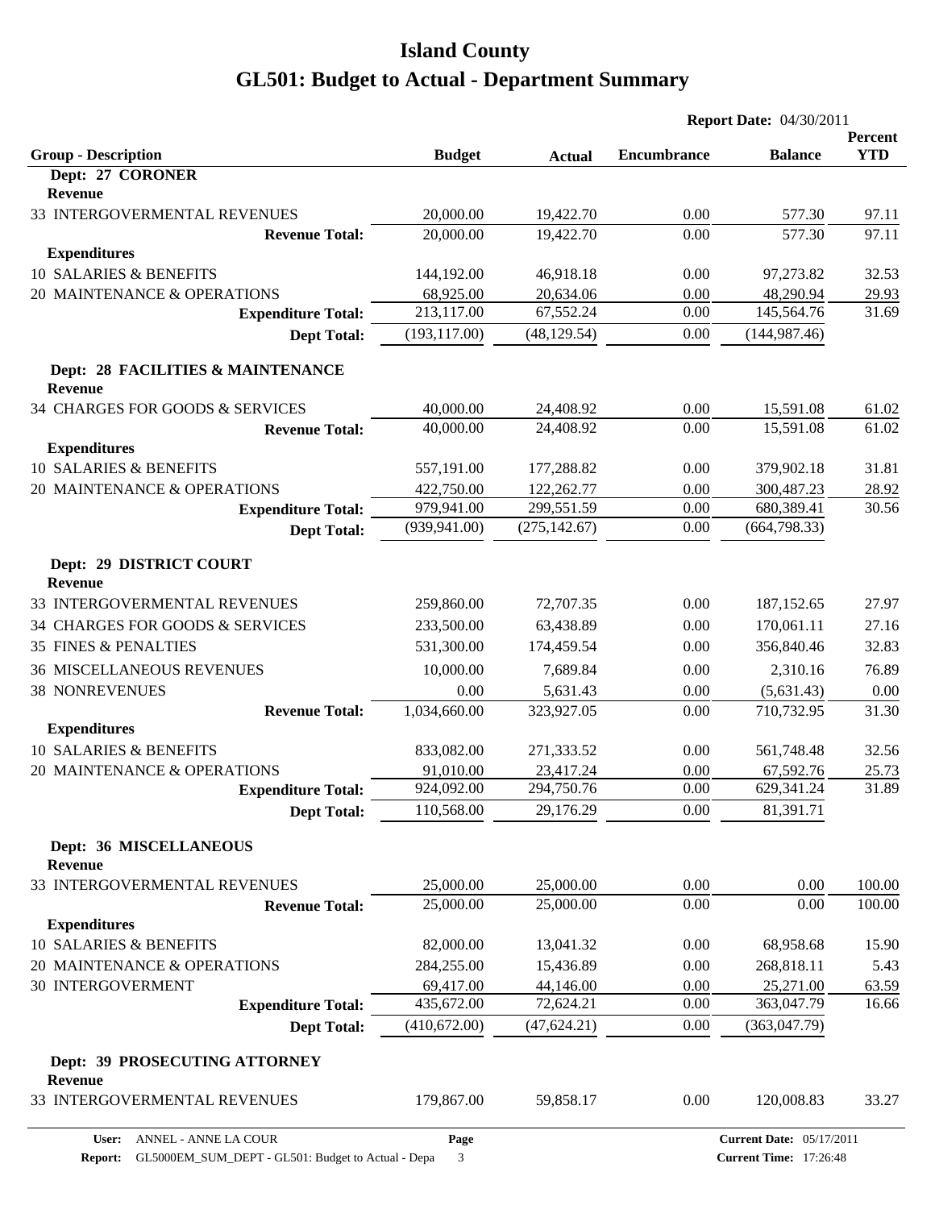# Island County

## GL501: Budget to Actual - Department Summary

**Report Date:** 04/30/2011

| Group - Description | Budget | Actual | Encumbrance | Balance | Percent YTD |
|---|---|---|---|---|---|
| **Dept: 27 CORONER** | | | | | |
| **Revenue** | | | | | |
| 33 INTERGOVERMENTAL REVENUES | 20,000.00 | 19,422.70 | 0.00 | 577.30 | 97.11 |
| **Revenue Total:** | 20,000.00 | 19,422.70 | 0.00 | 577.30 | 97.11 |
| **Expenditures** | | | | | |
| 10 SALARIES & BENEFITS | 144,192.00 | 46,918.18 | 0.00 | 97,273.82 | 32.53 |
| 20 MAINTENANCE & OPERATIONS | 68,925.00 | 20,634.06 | 0.00 | 48,290.94 | 29.93 |
| **Expenditure Total:** | 213,117.00 | 67,552.24 | 0.00 | 145,564.76 | 31.69 |
| **Dept Total:** | (193,117.00) | (48,129.54) | 0.00 | (144,987.46) | |
| **Dept: 28 FACILITIES & MAINTENANCE** | | | | | |
| **Revenue** | | | | | |
| 34 CHARGES FOR GOODS & SERVICES | 40,000.00 | 24,408.92 | 0.00 | 15,591.08 | 61.02 |
| **Revenue Total:** | 40,000.00 | 24,408.92 | 0.00 | 15,591.08 | 61.02 |
| **Expenditures** | | | | | |
| 10 SALARIES & BENEFITS | 557,191.00 | 177,288.82 | 0.00 | 379,902.18 | 31.81 |
| 20 MAINTENANCE & OPERATIONS | 422,750.00 | 122,262.77 | 0.00 | 300,487.23 | 28.92 |
| **Expenditure Total:** | 979,941.00 | 299,551.59 | 0.00 | 680,389.41 | 30.56 |
| **Dept Total:** | (939,941.00) | (275,142.67) | 0.00 | (664,798.33) | |
| **Dept: 29 DISTRICT COURT** | | | | | |
| **Revenue** | | | | | |
| 33 INTERGOVERMENTAL REVENUES | 259,860.00 | 72,707.35 | 0.00 | 187,152.65 | 27.97 |
| 34 CHARGES FOR GOODS & SERVICES | 233,500.00 | 63,438.89 | 0.00 | 170,061.11 | 27.16 |
| 35 FINES & PENALTIES | 531,300.00 | 174,459.54 | 0.00 | 356,840.46 | 32.83 |
| 36 MISCELLANEOUS REVENUES | 10,000.00 | 7,689.84 | 0.00 | 2,310.16 | 76.89 |
| 38 NONREVENUES | 0.00 | 5,631.43 | 0.00 | (5,631.43) | 0.00 |
| **Revenue Total:** | 1,034,660.00 | 323,927.05 | 0.00 | 710,732.95 | 31.30 |
| **Expenditures** | | | | | |
| 10 SALARIES & BENEFITS | 833,082.00 | 271,333.52 | 0.00 | 561,748.48 | 32.56 |
| 20 MAINTENANCE & OPERATIONS | 91,010.00 | 23,417.24 | 0.00 | 67,592.76 | 25.73 |
| **Expenditure Total:** | 924,092.00 | 294,750.76 | 0.00 | 629,341.24 | 31.89 |
| **Dept Total:** | 110,568.00 | 29,176.29 | 0.00 | 81,391.71 | |
| **Dept: 36 MISCELLANEOUS** | | | | | |
| **Revenue** | | | | | |
| 33 INTERGOVERMENTAL REVENUES | 25,000.00 | 25,000.00 | 0.00 | 0.00 | 100.00 |
| **Revenue Total:** | 25,000.00 | 25,000.00 | 0.00 | 0.00 | 100.00 |
| **Expenditures** | | | | | |
| 10 SALARIES & BENEFITS | 82,000.00 | 13,041.32 | 0.00 | 68,958.68 | 15.90 |
| 20 MAINTENANCE & OPERATIONS | 284,255.00 | 15,436.89 | 0.00 | 268,818.11 | 5.43 |
| 30 INTERGOVERMENT | 69,417.00 | 44,146.00 | 0.00 | 25,271.00 | 63.59 |
| **Expenditure Total:** | 435,672.00 | 72,624.21 | 0.00 | 363,047.79 | 16.66 |
| **Dept Total:** | (410,672.00) | (47,624.21) | 0.00 | (363,047.79) | |
| **Dept: 39 PROSECUTING ATTORNEY** | | | | | |
| **Revenue** | | | | | |
| 33 INTERGOVERMENTAL REVENUES | 179,867.00 | 59,858.17 | 0.00 | 120,008.83 | 33.27 |

**User:** ANNEL - ANNE LA COUR
**Report:** GL5000EM_SUM_DEPT - GL501: Budget to Actual - Depa
**Current Date:** 05/17/2011
**Current Time:** 17:26:48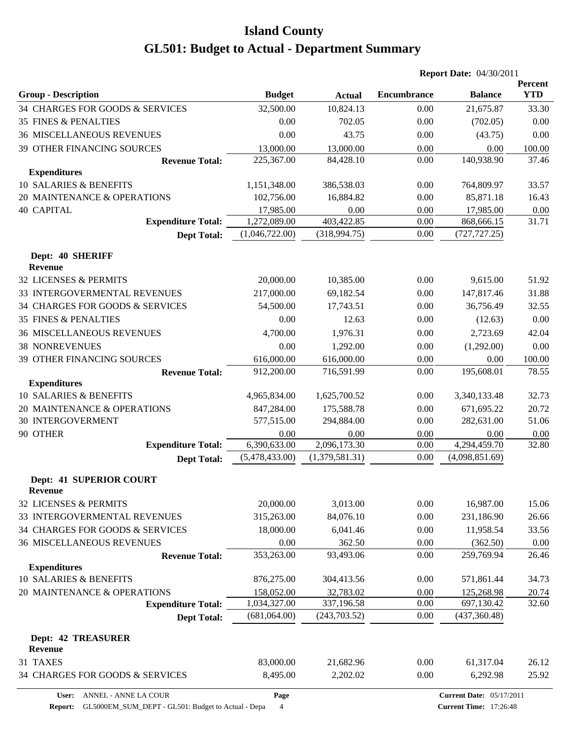# Island County

# GL501: Budget to Actual - Department Summary

**Report Date:** 04/30/2011

| Group - Description | Budget | Actual | Encumbrance | Balance | Percent YTD |
|---|---|---|---|---|---|
| 34 CHARGES FOR GOODS & SERVICES | 32,500.00 | 10,824.13 | 0.00 | 21,675.87 | 33.30 |
| 35 FINES & PENALTIES | 0.00 | 702.05 | 0.00 | (702.05) | 0.00 |
| 36 MISCELLANEOUS REVENUES | 0.00 | 43.75 | 0.00 | (43.75) | 0.00 |
| 39 OTHER FINANCING SOURCES | 13,000.00 | 13,000.00 | 0.00 | 0.00 | 100.00 |
| **Revenue Total:** | 225,367.00 | 84,428.10 | 0.00 | 140,938.90 | 37.46 |
| **Expenditures** | | | | | |
| 10 SALARIES & BENEFITS | 1,151,348.00 | 386,538.03 | 0.00 | 764,809.97 | 33.57 |
| 20 MAINTENANCE & OPERATIONS | 102,756.00 | 16,884.82 | 0.00 | 85,871.18 | 16.43 |
| 40 CAPITAL | 17,985.00 | 0.00 | 0.00 | 17,985.00 | 0.00 |
| **Expenditure Total:** | 1,272,089.00 | 403,422.85 | 0.00 | 868,666.15 | 31.71 |
| **Dept Total:** | (1,046,722.00) | (318,994.75) | 0.00 | (727,727.25) | |
| **Dept: 40 SHERIFF** | | | | | |
| **Revenue** | | | | | |
| 32 LICENSES & PERMITS | 20,000.00 | 10,385.00 | 0.00 | 9,615.00 | 51.92 |
| 33 INTERGOVERMENTAL REVENUES | 217,000.00 | 69,182.54 | 0.00 | 147,817.46 | 31.88 |
| 34 CHARGES FOR GOODS & SERVICES | 54,500.00 | 17,743.51 | 0.00 | 36,756.49 | 32.55 |
| 35 FINES & PENALTIES | 0.00 | 12.63 | 0.00 | (12.63) | 0.00 |
| 36 MISCELLANEOUS REVENUES | 4,700.00 | 1,976.31 | 0.00 | 2,723.69 | 42.04 |
| 38 NONREVENUES | 0.00 | 1,292.00 | 0.00 | (1,292.00) | 0.00 |
| 39 OTHER FINANCING SOURCES | 616,000.00 | 616,000.00 | 0.00 | 0.00 | 100.00 |
| **Revenue Total:** | 912,200.00 | 716,591.99 | 0.00 | 195,608.01 | 78.55 |
| **Expenditures** | | | | | |
| 10 SALARIES & BENEFITS | 4,965,834.00 | 1,625,700.52 | 0.00 | 3,340,133.48 | 32.73 |
| 20 MAINTENANCE & OPERATIONS | 847,284.00 | 175,588.78 | 0.00 | 671,695.22 | 20.72 |
| 30 INTERGOVERMENT | 577,515.00 | 294,884.00 | 0.00 | 282,631.00 | 51.06 |
| 90 OTHER | 0.00 | 0.00 | 0.00 | 0.00 | 0.00 |
| **Expenditure Total:** | 6,390,633.00 | 2,096,173.30 | 0.00 | 4,294,459.70 | 32.80 |
| **Dept Total:** | (5,478,433.00) | (1,379,581.31) | 0.00 | (4,098,851.69) | |
| **Dept: 41 SUPERIOR COURT** | | | | | |
| **Revenue** | | | | | |
| 32 LICENSES & PERMITS | 20,000.00 | 3,013.00 | 0.00 | 16,987.00 | 15.06 |
| 33 INTERGOVERMENTAL REVENUES | 315,263.00 | 84,076.10 | 0.00 | 231,186.90 | 26.66 |
| 34 CHARGES FOR GOODS & SERVICES | 18,000.00 | 6,041.46 | 0.00 | 11,958.54 | 33.56 |
| 36 MISCELLANEOUS REVENUES | 0.00 | 362.50 | 0.00 | (362.50) | 0.00 |
| **Revenue Total:** | 353,263.00 | 93,493.06 | 0.00 | 259,769.94 | 26.46 |
| **Expenditures** | | | | | |
| 10 SALARIES & BENEFITS | 876,275.00 | 304,413.56 | 0.00 | 571,861.44 | 34.73 |
| 20 MAINTENANCE & OPERATIONS | 158,052.00 | 32,783.02 | 0.00 | 125,268.98 | 20.74 |
| **Expenditure Total:** | 1,034,327.00 | 337,196.58 | 0.00 | 697,130.42 | 32.60 |
| **Dept Total:** | (681,064.00) | (243,703.52) | 0.00 | (437,360.48) | |
| **Dept: 42 TREASURER** | | | | | |
| **Revenue** | | | | | |
| 31 TAXES | 83,000.00 | 21,682.96 | 0.00 | 61,317.04 | 26.12 |
| 34 CHARGES FOR GOODS & SERVICES | 8,495.00 | 2,202.02 | 0.00 | 6,292.98 | 25.92 |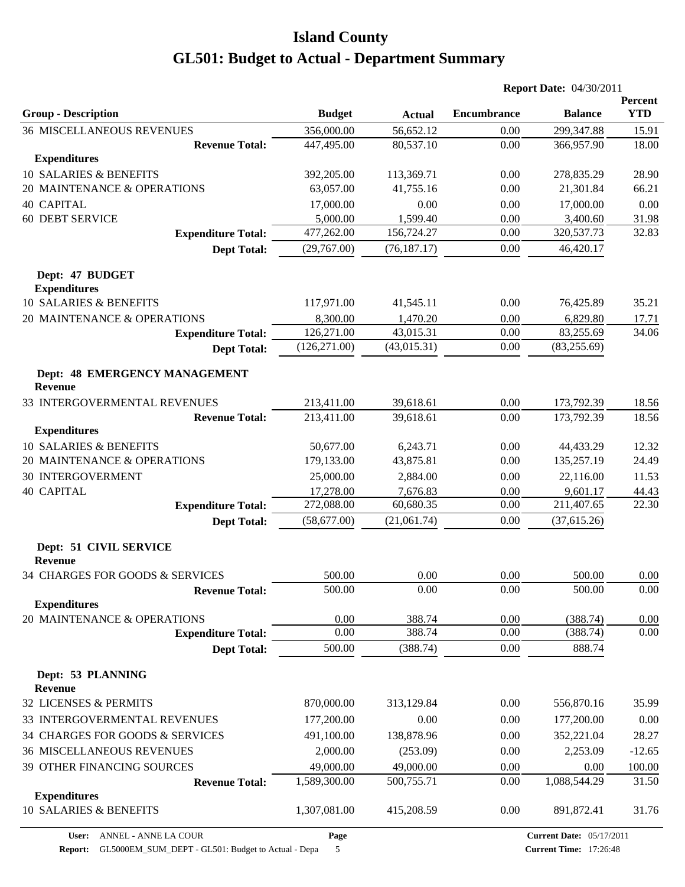# Island County
# GL501: Budget to Actual - Department Summary

**Report Date:** 04/30/2011

| Group - Description | Budget | Actual | Encumbrance | Balance | Percent YTD |
|---|---|---|---|---|---|
| 36 MISCELLANEOUS REVENUES | 356,000.00 | 56,652.12 | 0.00 | 299,347.88 | 15.91 |
| **Revenue Total:** | 447,495.00 | 80,537.10 | 0.00 | 366,957.90 | 18.00 |
| **Expenditures** | | | | | |
| 10 SALARIES & BENEFITS | 392,205.00 | 113,369.71 | 0.00 | 278,835.29 | 28.90 |
| 20 MAINTENANCE & OPERATIONS | 63,057.00 | 41,755.16 | 0.00 | 21,301.84 | 66.21 |
| 40 CAPITAL | 17,000.00 | 0.00 | 0.00 | 17,000.00 | 0.00 |
| 60 DEBT SERVICE | 5,000.00 | 1,599.40 | 0.00 | 3,400.60 | 31.98 |
| **Expenditure Total:** | 477,262.00 | 156,724.27 | 0.00 | 320,537.73 | 32.83 |
| **Dept Total:** | (29,767.00) | (76,187.17) | 0.00 | 46,420.17 | |
| **Dept: 47 BUDGET** | | | | | |
| **Expenditures** | | | | | |
| 10 SALARIES & BENEFITS | 117,971.00 | 41,545.11 | 0.00 | 76,425.89 | 35.21 |
| 20 MAINTENANCE & OPERATIONS | 8,300.00 | 1,470.20 | 0.00 | 6,829.80 | 17.71 |
| **Expenditure Total:** | 126,271.00 | 43,015.31 | 0.00 | 83,255.69 | 34.06 |
| **Dept Total:** | (126,271.00) | (43,015.31) | 0.00 | (83,255.69) | |
| **Dept: 48 EMERGENCY MANAGEMENT** | | | | | |
| **Revenue** | | | | | |
| 33 INTERGOVERMENTAL REVENUES | 213,411.00 | 39,618.61 | 0.00 | 173,792.39 | 18.56 |
| **Revenue Total:** | 213,411.00 | 39,618.61 | 0.00 | 173,792.39 | 18.56 |
| **Expenditures** | | | | | |
| 10 SALARIES & BENEFITS | 50,677.00 | 6,243.71 | 0.00 | 44,433.29 | 12.32 |
| 20 MAINTENANCE & OPERATIONS | 179,133.00 | 43,875.81 | 0.00 | 135,257.19 | 24.49 |
| 30 INTERGOVERMENT | 25,000.00 | 2,884.00 | 0.00 | 22,116.00 | 11.53 |
| 40 CAPITAL | 17,278.00 | 7,676.83 | 0.00 | 9,601.17 | 44.43 |
| **Expenditure Total:** | 272,088.00 | 60,680.35 | 0.00 | 211,407.65 | 22.30 |
| **Dept Total:** | (58,677.00) | (21,061.74) | 0.00 | (37,615.26) | |
| **Dept: 51 CIVIL SERVICE** | | | | | |
| **Revenue** | | | | | |
| 34 CHARGES FOR GOODS & SERVICES | 500.00 | 0.00 | 0.00 | 500.00 | 0.00 |
| **Revenue Total:** | 500.00 | 0.00 | 0.00 | 500.00 | 0.00 |
| **Expenditures** | | | | | |
| 20 MAINTENANCE & OPERATIONS | 0.00 | 388.74 | 0.00 | (388.74) | 0.00 |
| **Expenditure Total:** | 0.00 | 388.74 | 0.00 | (388.74) | 0.00 |
| **Dept Total:** | 500.00 | (388.74) | 0.00 | 888.74 | |
| **Dept: 53 PLANNING** | | | | | |
| **Revenue** | | | | | |
| 32 LICENSES & PERMITS | 870,000.00 | 313,129.84 | 0.00 | 556,870.16 | 35.99 |
| 33 INTERGOVERMENTAL REVENUES | 177,200.00 | 0.00 | 0.00 | 177,200.00 | 0.00 |
| 34 CHARGES FOR GOODS & SERVICES | 491,100.00 | 138,878.96 | 0.00 | 352,221.04 | 28.27 |
| 36 MISCELLANEOUS REVENUES | 2,000.00 | (253.09) | 0.00 | 2,253.09 | -12.65 |
| 39 OTHER FINANCING SOURCES | 49,000.00 | 49,000.00 | 0.00 | 0.00 | 100.00 |
| **Revenue Total:** | 1,589,300.00 | 500,755.71 | 0.00 | 1,088,544.29 | 31.50 |
| **Expenditures** | | | | | |
| 10 SALARIES & BENEFITS | 1,307,081.00 | 415,208.59 | 0.00 | 891,872.41 | 31.76 |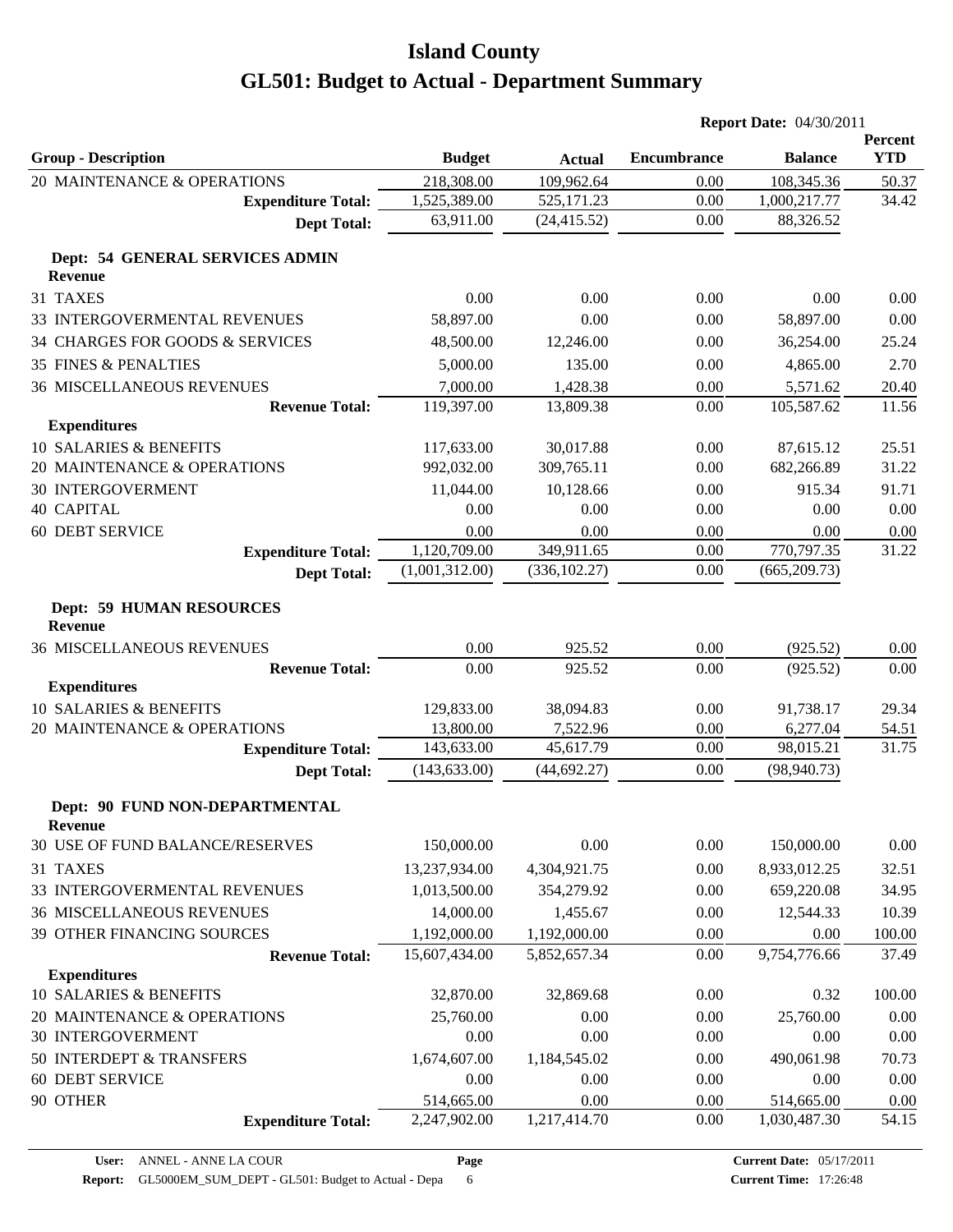# Island County

# GL501: Budget to Actual - Department Summary

**Report Date:** 04/30/2011

| Group - Description | Budget | Actual | Encumbrance | Balance | Percent YTD |
|---|---|---|---|---|---|
| 20 MAINTENANCE & OPERATIONS | 218,308.00 | 109,962.64 | 0.00 | 108,345.36 | 50.37 |
| **Expenditure Total:** | 1,525,389.00 | 525,171.23 | 0.00 | 1,000,217.77 | 34.42 |
| **Dept Total:** | 63,911.00 | (24,415.52) | 0.00 | 88,326.52 | |
| **Dept: 54 GENERAL SERVICES ADMIN** | | | | | |
| **Revenue** | | | | | |
| 31 TAXES | 0.00 | 0.00 | 0.00 | 0.00 | 0.00 |
| 33 INTERGOVERMENTAL REVENUES | 58,897.00 | 0.00 | 0.00 | 58,897.00 | 0.00 |
| 34 CHARGES FOR GOODS & SERVICES | 48,500.00 | 12,246.00 | 0.00 | 36,254.00 | 25.24 |
| 35 FINES & PENALTIES | 5,000.00 | 135.00 | 0.00 | 4,865.00 | 2.70 |
| 36 MISCELLANEOUS REVENUES | 7,000.00 | 1,428.38 | 0.00 | 5,571.62 | 20.40 |
| **Revenue Total:** | 119,397.00 | 13,809.38 | 0.00 | 105,587.62 | 11.56 |
| **Expenditures** | | | | | |
| 10 SALARIES & BENEFITS | 117,633.00 | 30,017.88 | 0.00 | 87,615.12 | 25.51 |
| 20 MAINTENANCE & OPERATIONS | 992,032.00 | 309,765.11 | 0.00 | 682,266.89 | 31.22 |
| 30 INTERGOVERMENT | 11,044.00 | 10,128.66 | 0.00 | 915.34 | 91.71 |
| 40 CAPITAL | 0.00 | 0.00 | 0.00 | 0.00 | 0.00 |
| 60 DEBT SERVICE | 0.00 | 0.00 | 0.00 | 0.00 | 0.00 |
| **Expenditure Total:** | 1,120,709.00 | 349,911.65 | 0.00 | 770,797.35 | 31.22 |
| **Dept Total:** | (1,001,312.00) | (336,102.27) | 0.00 | (665,209.73) | |
| **Dept: 59 HUMAN RESOURCES** | | | | | |
| **Revenue** | | | | | |
| 36 MISCELLANEOUS REVENUES | 0.00 | 925.52 | 0.00 | (925.52) | 0.00 |
| **Revenue Total:** | 0.00 | 925.52 | 0.00 | (925.52) | 0.00 |
| **Expenditures** | | | | | |
| 10 SALARIES & BENEFITS | 129,833.00 | 38,094.83 | 0.00 | 91,738.17 | 29.34 |
| 20 MAINTENANCE & OPERATIONS | 13,800.00 | 7,522.96 | 0.00 | 6,277.04 | 54.51 |
| **Expenditure Total:** | 143,633.00 | 45,617.79 | 0.00 | 98,015.21 | 31.75 |
| **Dept Total:** | (143,633.00) | (44,692.27) | 0.00 | (98,940.73) | |
| **Dept: 90 FUND NON-DEPARTMENTAL** | | | | | |
| **Revenue** | | | | | |
| 30 USE OF FUND BALANCE/RESERVES | 150,000.00 | 0.00 | 0.00 | 150,000.00 | 0.00 |
| 31 TAXES | 13,237,934.00 | 4,304,921.75 | 0.00 | 8,933,012.25 | 32.51 |
| 33 INTERGOVERMENTAL REVENUES | 1,013,500.00 | 354,279.92 | 0.00 | 659,220.08 | 34.95 |
| 36 MISCELLANEOUS REVENUES | 14,000.00 | 1,455.67 | 0.00 | 12,544.33 | 10.39 |
| 39 OTHER FINANCING SOURCES | 1,192,000.00 | 1,192,000.00 | 0.00 | 0.00 | 100.00 |
| **Revenue Total:** | 15,607,434.00 | 5,852,657.34 | 0.00 | 9,754,776.66 | 37.49 |
| **Expenditures** | | | | | |
| 10 SALARIES & BENEFITS | 32,870.00 | 32,869.68 | 0.00 | 0.32 | 100.00 |
| 20 MAINTENANCE & OPERATIONS | 25,760.00 | 0.00 | 0.00 | 25,760.00 | 0.00 |
| 30 INTERGOVERMENT | 0.00 | 0.00 | 0.00 | 0.00 | 0.00 |
| 50 INTERDEPT & TRANSFERS | 1,674,607.00 | 1,184,545.02 | 0.00 | 490,061.98 | 70.73 |
| 60 DEBT SERVICE | 0.00 | 0.00 | 0.00 | 0.00 | 0.00 |
| 90 OTHER | 514,665.00 | 0.00 | 0.00 | 514,665.00 | 0.00 |
| **Expenditure Total:** | 2,247,902.00 | 1,217,414.70 | 0.00 | 1,030,487.30 | 54.15 |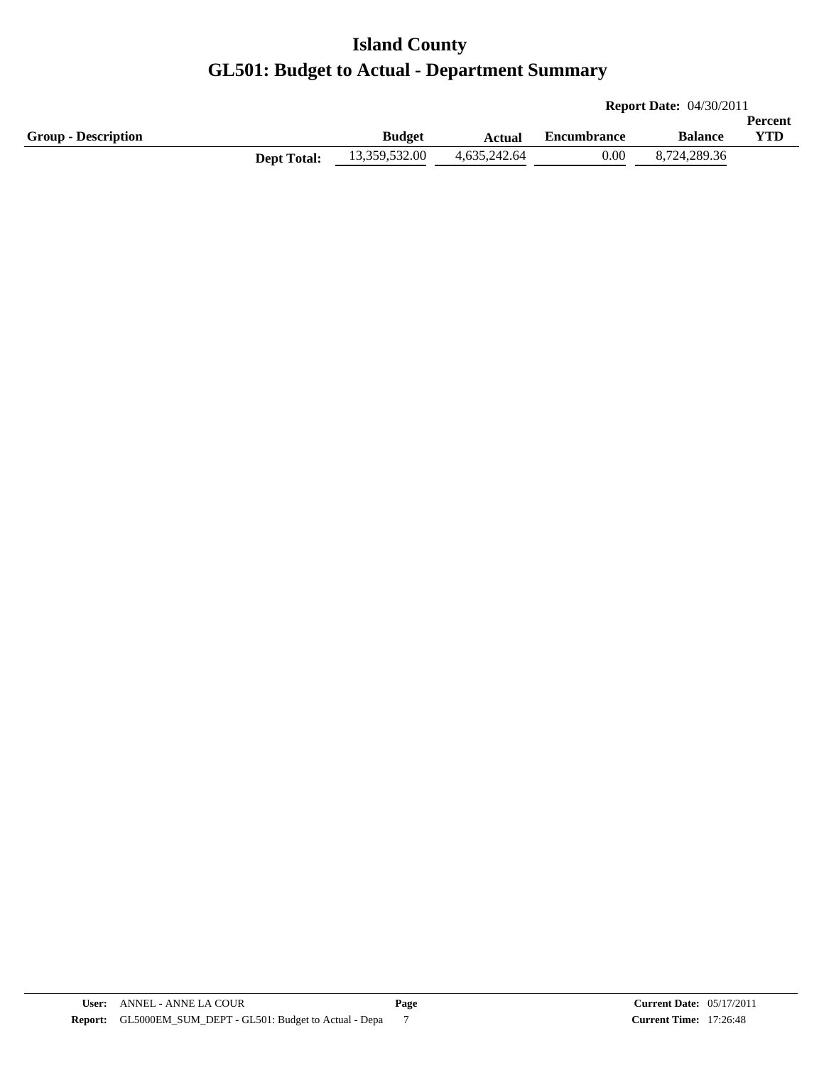# Island County

# GL501: Budget to Actual - Department Summary

**Report Date:** 04/30/2011

| Group - Description | | Budget | Actual | Encumbrance | Balance | Percent YTD |
|---|---|---|---|---|---|---|
| | **Dept Total:** | 13,359,532.00 | 4,635,242.64 | 0.00 | 8,724,289.36 | |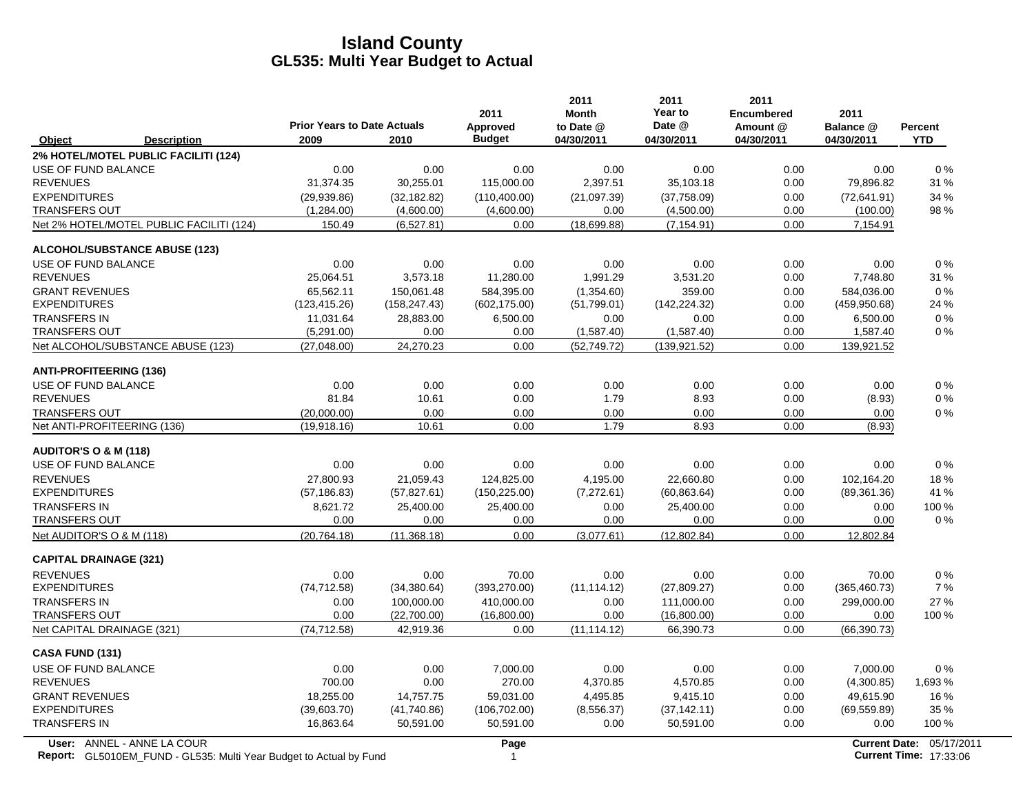# Island County
## GL535: Multi Year Budget to Actual

| Object | Description | Prior Years to Date Actuals 2009 | 2010 | 2011 Approved Budget | 2011 Month to Date @ 04/30/2011 | 2011 Year to Date @ 04/30/2011 | 2011 Encumbered Amount @ 04/30/2011 | 2011 Balance @ 04/30/2011 | Percent YTD |
|---|---|---|---|---|---|---|---|---|---|
| **2% HOTEL/MOTEL PUBLIC FACILITI (124)** | | | | | | | | | |
| USE OF FUND BALANCE | | 0.00 | 0.00 | 0.00 | 0.00 | 0.00 | 0.00 | 0.00 | 0 % |
| REVENUES | | 31,374.35 | 30,255.01 | 115,000.00 | 2,397.51 | 35,103.18 | 0.00 | 79,896.82 | 31 % |
| EXPENDITURES | | (29,939.86) | (32,182.82) | (110,400.00) | (21,097.39) | (37,758.09) | 0.00 | (72,641.91) | 34 % |
| TRANSFERS OUT | | (1,284.00) | (4,600.00) | (4,600.00) | 0.00 | (4,500.00) | 0.00 | (100.00) | 98 % |
| Net 2% HOTEL/MOTEL PUBLIC FACILITI (124) | | 150.49 | (6,527.81) | 0.00 | (18,699.88) | (7,154.91) | 0.00 | 7,154.91 | |
| **ALCOHOL/SUBSTANCE ABUSE (123)** | | | | | | | | | |
| USE OF FUND BALANCE | | 0.00 | 0.00 | 0.00 | 0.00 | 0.00 | 0.00 | 0.00 | 0 % |
| REVENUES | | 25,064.51 | 3,573.18 | 11,280.00 | 1,991.29 | 3,531.20 | 0.00 | 7,748.80 | 31 % |
| GRANT REVENUES | | 65,562.11 | 150,061.48 | 584,395.00 | (1,354.60) | 359.00 | 0.00 | 584,036.00 | 0 % |
| EXPENDITURES | | (123,415.26) | (158,247.43) | (602,175.00) | (51,799.01) | (142,224.32) | 0.00 | (459,950.68) | 24 % |
| TRANSFERS IN | | 11,031.64 | 28,883.00 | 6,500.00 | 0.00 | 0.00 | 0.00 | 6,500.00 | 0 % |
| TRANSFERS OUT | | (5,291.00) | 0.00 | 0.00 | (1,587.40) | (1,587.40) | 0.00 | 1,587.40 | 0 % |
| Net ALCOHOL/SUBSTANCE ABUSE (123) | | (27,048.00) | 24,270.23 | 0.00 | (52,749.72) | (139,921.52) | 0.00 | 139,921.52 | |
| **ANTI-PROFITEERING (136)** | | | | | | | | | |
| USE OF FUND BALANCE | | 0.00 | 0.00 | 0.00 | 0.00 | 0.00 | 0.00 | 0.00 | 0 % |
| REVENUES | | 81.84 | 10.61 | 0.00 | 1.79 | 8.93 | 0.00 | (8.93) | 0 % |
| TRANSFERS OUT | | (20,000.00) | 0.00 | 0.00 | 0.00 | 0.00 | 0.00 | 0.00 | 0 % |
| Net ANTI-PROFITEERING (136) | | (19,918.16) | 10.61 | 0.00 | 1.79 | 8.93 | 0.00 | (8.93) | |
| **AUDITOR'S O & M (118)** | | | | | | | | | |
| USE OF FUND BALANCE | | 0.00 | 0.00 | 0.00 | 0.00 | 0.00 | 0.00 | 0.00 | 0 % |
| REVENUES | | 27,800.93 | 21,059.43 | 124,825.00 | 4,195.00 | 22,660.80 | 0.00 | 102,164.20 | 18 % |
| EXPENDITURES | | (57,186.83) | (57,827.61) | (150,225.00) | (7,272.61) | (60,863.64) | 0.00 | (89,361.36) | 41 % |
| TRANSFERS IN | | 8,621.72 | 25,400.00 | 25,400.00 | 0.00 | 25,400.00 | 0.00 | 0.00 | 100 % |
| TRANSFERS OUT | | 0.00 | 0.00 | 0.00 | 0.00 | 0.00 | 0.00 | 0.00 | 0 % |
| Net AUDITOR'S O & M (118) | | (20,764.18) | (11,368.18) | 0.00 | (3,077.61) | (12,802.84) | 0.00 | 12,802.84 | |
| **CAPITAL DRAINAGE (321)** | | | | | | | | | |
| REVENUES | | 0.00 | 0.00 | 70.00 | 0.00 | 0.00 | 0.00 | 70.00 | 0 % |
| EXPENDITURES | | (74,712.58) | (34,380.64) | (393,270.00) | (11,114.12) | (27,809.27) | 0.00 | (365,460.73) | 7 % |
| TRANSFERS IN | | 0.00 | 100,000.00 | 410,000.00 | 0.00 | 111,000.00 | 0.00 | 299,000.00 | 27 % |
| TRANSFERS OUT | | 0.00 | (22,700.00) | (16,800.00) | 0.00 | (16,800.00) | 0.00 | 0.00 | 100 % |
| Net CAPITAL DRAINAGE (321) | | (74,712.58) | 42,919.36 | 0.00 | (11,114.12) | 66,390.73 | 0.00 | (66,390.73) | |
| **CASA FUND (131)** | | | | | | | | | |
| USE OF FUND BALANCE | | 0.00 | 0.00 | 7,000.00 | 0.00 | 0.00 | 0.00 | 7,000.00 | 0 % |
| REVENUES | | 700.00 | 0.00 | 270.00 | 4,370.85 | 4,570.85 | 0.00 | (4,300.85) | 1,693 % |
| GRANT REVENUES | | 18,255.00 | 14,757.75 | 59,031.00 | 4,495.85 | 9,415.10 | 0.00 | 49,615.90 | 16 % |
| EXPENDITURES | | (39,603.70) | (41,740.86) | (106,702.00) | (8,556.37) | (37,142.11) | 0.00 | (69,559.89) | 35 % |
| TRANSFERS IN | | 16,863.64 | 50,591.00 | 50,591.00 | 0.00 | 50,591.00 | 0.00 | 0.00 | 100 % |

User: ANNEL - ANNE LA COUR
Report: GL5010EM_FUND - GL535: Multi Year Budget to Actual by Fund
Current Date: 05/17/2011
Current Time: 17:33:06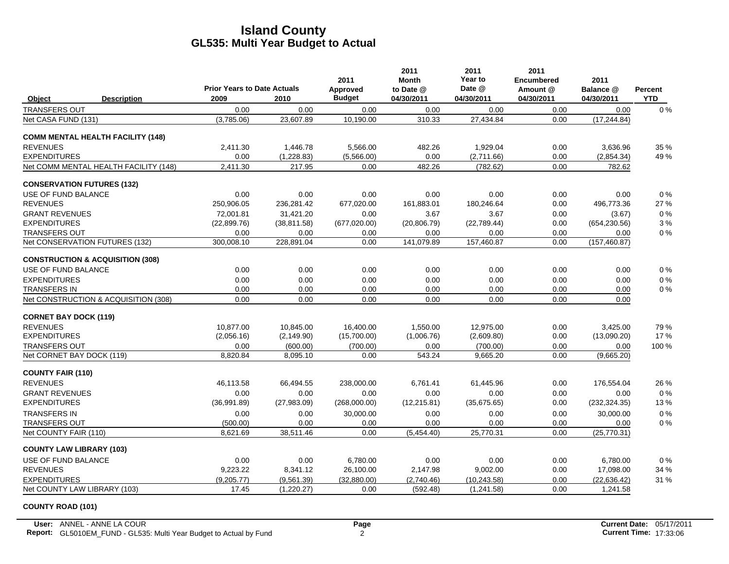# Island County
## GL535: Multi Year Budget to Actual

| Object | Description | Prior Years to Date Actuals 2009 | 2010 | 2011 Approved Budget | 2011 Month to Date @ 04/30/2011 | 2011 Year to Date @ 04/30/2011 | 2011 Encumbered Amount @ 04/30/2011 | 2011 Balance @ 04/30/2011 | Percent YTD |
|---|---|---|---|---|---|---|---|---|---|
| TRANSFERS OUT | | 0.00 | 0.00 | 0.00 | 0.00 | 0.00 | 0.00 | 0.00 | 0 % |
| Net CASA FUND (131) | | (3,785.06) | 23,607.89 | 10,190.00 | 310.33 | 27,434.84 | 0.00 | (17,244.84) | |
| **COMM MENTAL HEALTH FACILITY (148)** | | | | | | | | | |
| REVENUES | | 2,411.30 | 1,446.78 | 5,566.00 | 482.26 | 1,929.04 | 0.00 | 3,636.96 | 35 % |
| EXPENDITURES | | 0.00 | (1,228.83) | (5,566.00) | 0.00 | (2,711.66) | 0.00 | (2,854.34) | 49 % |
| Net COMM MENTAL HEALTH FACILITY (148) | | 2,411.30 | 217.95 | 0.00 | 482.26 | (782.62) | 0.00 | 782.62 | |
| **CONSERVATION FUTURES (132)** | | | | | | | | | |
| USE OF FUND BALANCE | | 0.00 | 0.00 | 0.00 | 0.00 | 0.00 | 0.00 | 0.00 | 0 % |
| REVENUES | | 250,906.05 | 236,281.42 | 677,020.00 | 161,883.01 | 180,246.64 | 0.00 | 496,773.36 | 27 % |
| GRANT REVENUES | | 72,001.81 | 31,421.20 | 0.00 | 3.67 | 3.67 | 0.00 | (3.67) | 0 % |
| EXPENDITURES | | (22,899.76) | (38,811.58) | (677,020.00) | (20,806.79) | (22,789.44) | 0.00 | (654,230.56) | 3 % |
| TRANSFERS OUT | | 0.00 | 0.00 | 0.00 | 0.00 | 0.00 | 0.00 | 0.00 | 0 % |
| Net CONSERVATION FUTURES (132) | | 300,008.10 | 228,891.04 | 0.00 | 141,079.89 | 157,460.87 | 0.00 | (157,460.87) | |
| **CONSTRUCTION & ACQUISITION (308)** | | | | | | | | | |
| USE OF FUND BALANCE | | 0.00 | 0.00 | 0.00 | 0.00 | 0.00 | 0.00 | 0.00 | 0 % |
| EXPENDITURES | | 0.00 | 0.00 | 0.00 | 0.00 | 0.00 | 0.00 | 0.00 | 0 % |
| TRANSFERS IN | | 0.00 | 0.00 | 0.00 | 0.00 | 0.00 | 0.00 | 0.00 | 0 % |
| Net CONSTRUCTION & ACQUISITION (308) | | 0.00 | 0.00 | 0.00 | 0.00 | 0.00 | 0.00 | 0.00 | |
| **CORNET BAY DOCK (119)** | | | | | | | | | |
| REVENUES | | 10,877.00 | 10,845.00 | 16,400.00 | 1,550.00 | 12,975.00 | 0.00 | 3,425.00 | 79 % |
| EXPENDITURES | | (2,056.16) | (2,149.90) | (15,700.00) | (1,006.76) | (2,609.80) | 0.00 | (13,090.20) | 17 % |
| TRANSFERS OUT | | 0.00 | (600.00) | (700.00) | 0.00 | (700.00) | 0.00 | 0.00 | 100 % |
| Net CORNET BAY DOCK (119) | | 8,820.84 | 8,095.10 | 0.00 | 543.24 | 9,665.20 | 0.00 | (9,665.20) | |
| **COUNTY FAIR (110)** | | | | | | | | | |
| REVENUES | | 46,113.58 | 66,494.55 | 238,000.00 | 6,761.41 | 61,445.96 | 0.00 | 176,554.04 | 26 % |
| GRANT REVENUES | | 0.00 | 0.00 | 0.00 | 0.00 | 0.00 | 0.00 | 0.00 | 0 % |
| EXPENDITURES | | (36,991.89) | (27,983.09) | (268,000.00) | (12,215.81) | (35,675.65) | 0.00 | (232,324.35) | 13 % |
| TRANSFERS IN | | 0.00 | 0.00 | 30,000.00 | 0.00 | 0.00 | 0.00 | 30,000.00 | 0 % |
| TRANSFERS OUT | | (500.00) | 0.00 | 0.00 | 0.00 | 0.00 | 0.00 | 0.00 | 0 % |
| Net COUNTY FAIR (110) | | 8,621.69 | 38,511.46 | 0.00 | (5,454.40) | 25,770.31 | 0.00 | (25,770.31) | |
| **COUNTY LAW LIBRARY (103)** | | | | | | | | | |
| USE OF FUND BALANCE | | 0.00 | 0.00 | 6,780.00 | 0.00 | 0.00 | 0.00 | 6,780.00 | 0 % |
| REVENUES | | 9,223.22 | 8,341.12 | 26,100.00 | 2,147.98 | 9,002.00 | 0.00 | 17,098.00 | 34 % |
| EXPENDITURES | | (9,205.77) | (9,561.39) | (32,880.00) | (2,740.46) | (10,243.58) | 0.00 | (22,636.42) | 31 % |
| Net COUNTY LAW LIBRARY (103) | | 17.45 | (1,220.27) | 0.00 | (592.48) | (1,241.58) | 0.00 | 1,241.58 | |

**COUNTY ROAD (101)**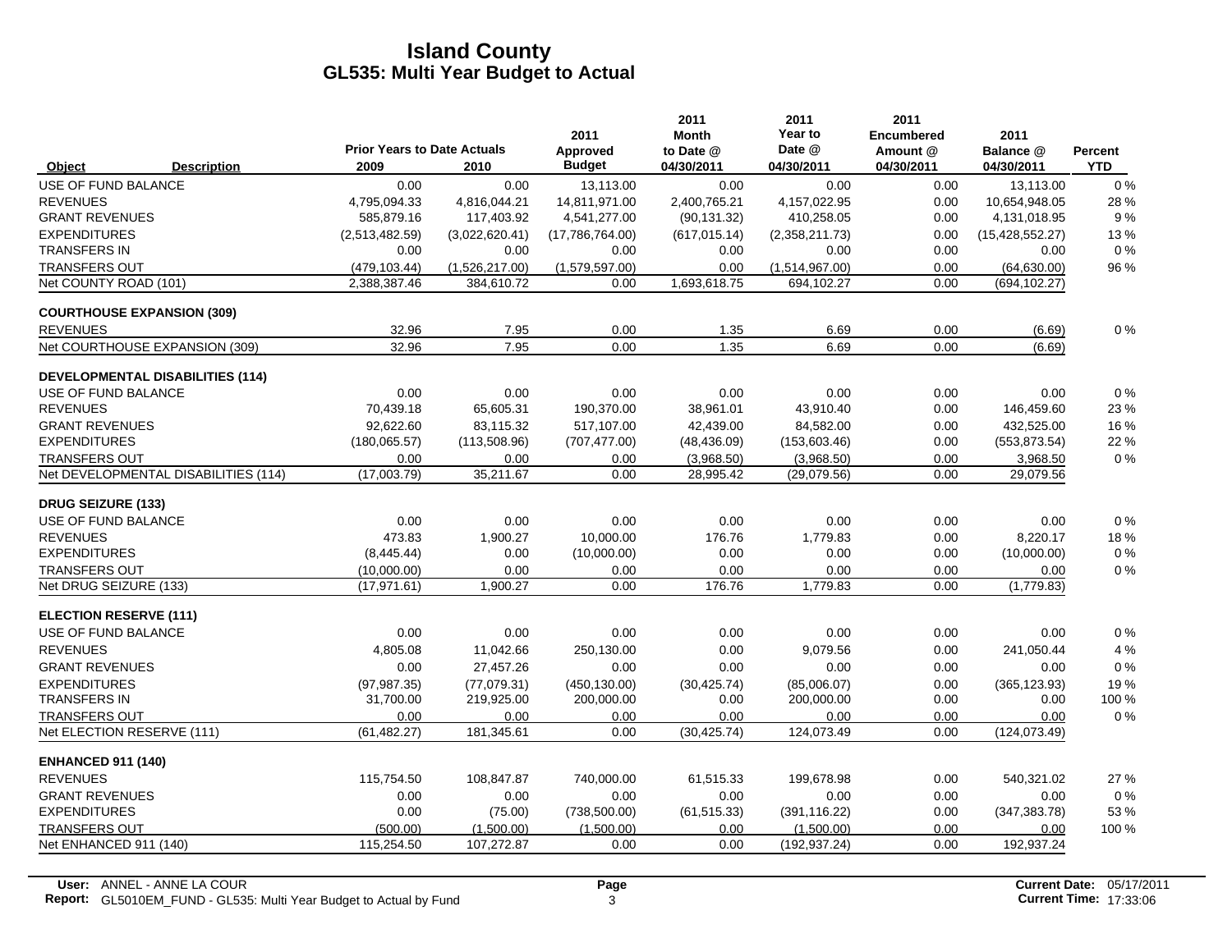# Island County
## GL535: Multi Year Budget to Actual

| Object | Description | Prior Years to Date Actuals 2009 | 2010 | 2011 Approved Budget | 2011 Month to Date @ 04/30/2011 | 2011 Year to Date @ 04/30/2011 | 2011 Encumbered Amount @ 04/30/2011 | 2011 Balance @ 04/30/2011 | Percent YTD |
|---|---|---|---|---|---|---|---|---|---|
| USE OF FUND BALANCE | | 0.00 | 0.00 | 13,113.00 | 0.00 | 0.00 | 0.00 | 13,113.00 | 0 % |
| REVENUES | | 4,795,094.33 | 4,816,044.21 | 14,811,971.00 | 2,400,765.21 | 4,157,022.95 | 0.00 | 10,654,948.05 | 28 % |
| GRANT REVENUES | | 585,879.16 | 117,403.92 | 4,541,277.00 | (90,131.32) | 410,258.05 | 0.00 | 4,131,018.95 | 9 % |
| EXPENDITURES | | (2,513,482.59) | (3,022,620.41) | (17,786,764.00) | (617,015.14) | (2,358,211.73) | 0.00 | (15,428,552.27) | 13 % |
| TRANSFERS IN | | 0.00 | 0.00 | 0.00 | 0.00 | 0.00 | 0.00 | 0.00 | 0 % |
| TRANSFERS OUT | | (479,103.44) | (1,526,217.00) | (1,579,597.00) | 0.00 | (1,514,967.00) | 0.00 | (64,630.00) | 96 % |
| Net COUNTY ROAD (101) | | 2,388,387.46 | 384,610.72 | 0.00 | 1,693,618.75 | 694,102.27 | 0.00 | (694,102.27) | |
| **COURTHOUSE EXPANSION (309)** | | | | | | | | | |
| REVENUES | | 32.96 | 7.95 | 0.00 | 1.35 | 6.69 | 0.00 | (6.69) | 0 % |
| Net COURTHOUSE EXPANSION (309) | | 32.96 | 7.95 | 0.00 | 1.35 | 6.69 | 0.00 | (6.69) | |
| **DEVELOPMENTAL DISABILITIES (114)** | | | | | | | | | |
| USE OF FUND BALANCE | | 0.00 | 0.00 | 0.00 | 0.00 | 0.00 | 0.00 | 0.00 | 0 % |
| REVENUES | | 70,439.18 | 65,605.31 | 190,370.00 | 38,961.01 | 43,910.40 | 0.00 | 146,459.60 | 23 % |
| GRANT REVENUES | | 92,622.60 | 83,115.32 | 517,107.00 | 42,439.00 | 84,582.00 | 0.00 | 432,525.00 | 16 % |
| EXPENDITURES | | (180,065.57) | (113,508.96) | (707,477.00) | (48,436.09) | (153,603.46) | 0.00 | (553,873.54) | 22 % |
| TRANSFERS OUT | | 0.00 | 0.00 | 0.00 | (3,968.50) | (3,968.50) | 0.00 | 3,968.50 | 0 % |
| Net DEVELOPMENTAL DISABILITIES (114) | | (17,003.79) | 35,211.67 | 0.00 | 28,995.42 | (29,079.56) | 0.00 | 29,079.56 | |
| **DRUG SEIZURE (133)** | | | | | | | | | |
| USE OF FUND BALANCE | | 0.00 | 0.00 | 0.00 | 0.00 | 0.00 | 0.00 | 0.00 | 0 % |
| REVENUES | | 473.83 | 1,900.27 | 10,000.00 | 176.76 | 1,779.83 | 0.00 | 8,220.17 | 18 % |
| EXPENDITURES | | (8,445.44) | 0.00 | (10,000.00) | 0.00 | 0.00 | 0.00 | (10,000.00) | 0 % |
| TRANSFERS OUT | | (10,000.00) | 0.00 | 0.00 | 0.00 | 0.00 | 0.00 | 0.00 | 0 % |
| Net DRUG SEIZURE (133) | | (17,971.61) | 1,900.27 | 0.00 | 176.76 | 1,779.83 | 0.00 | (1,779.83) | |
| **ELECTION RESERVE (111)** | | | | | | | | | |
| USE OF FUND BALANCE | | 0.00 | 0.00 | 0.00 | 0.00 | 0.00 | 0.00 | 0.00 | 0 % |
| REVENUES | | 4,805.08 | 11,042.66 | 250,130.00 | 0.00 | 9,079.56 | 0.00 | 241,050.44 | 4 % |
| GRANT REVENUES | | 0.00 | 27,457.26 | 0.00 | 0.00 | 0.00 | 0.00 | 0.00 | 0 % |
| EXPENDITURES | | (97,987.35) | (77,079.31) | (450,130.00) | (30,425.74) | (85,006.07) | 0.00 | (365,123.93) | 19 % |
| TRANSFERS IN | | 31,700.00 | 219,925.00 | 200,000.00 | 0.00 | 200,000.00 | 0.00 | 0.00 | 100 % |
| TRANSFERS OUT | | 0.00 | 0.00 | 0.00 | 0.00 | 0.00 | 0.00 | 0.00 | 0 % |
| Net ELECTION RESERVE (111) | | (61,482.27) | 181,345.61 | 0.00 | (30,425.74) | 124,073.49 | 0.00 | (124,073.49) | |
| **ENHANCED 911 (140)** | | | | | | | | | |
| REVENUES | | 115,754.50 | 108,847.87 | 740,000.00 | 61,515.33 | 199,678.98 | 0.00 | 540,321.02 | 27 % |
| GRANT REVENUES | | 0.00 | 0.00 | 0.00 | 0.00 | 0.00 | 0.00 | 0.00 | 0 % |
| EXPENDITURES | | 0.00 | (75.00) | (738,500.00) | (61,515.33) | (391,116.22) | 0.00 | (347,383.78) | 53 % |
| TRANSFERS OUT | | (500.00) | (1,500.00) | (1,500.00) | 0.00 | (1,500.00) | 0.00 | 0.00 | 100 % |
| Net ENHANCED 911 (140) | | 115,254.50 | 107,272.87 | 0.00 | 0.00 | (192,937.24) | 0.00 | 192,937.24 | |

**User:** ANNEL - ANNE LA COUR
**Report:** GL5010EM_FUND - GL535: Multi Year Budget to Actual by Fund

**Current Date:** 05/17/2011
**Current Time:** 17:33:06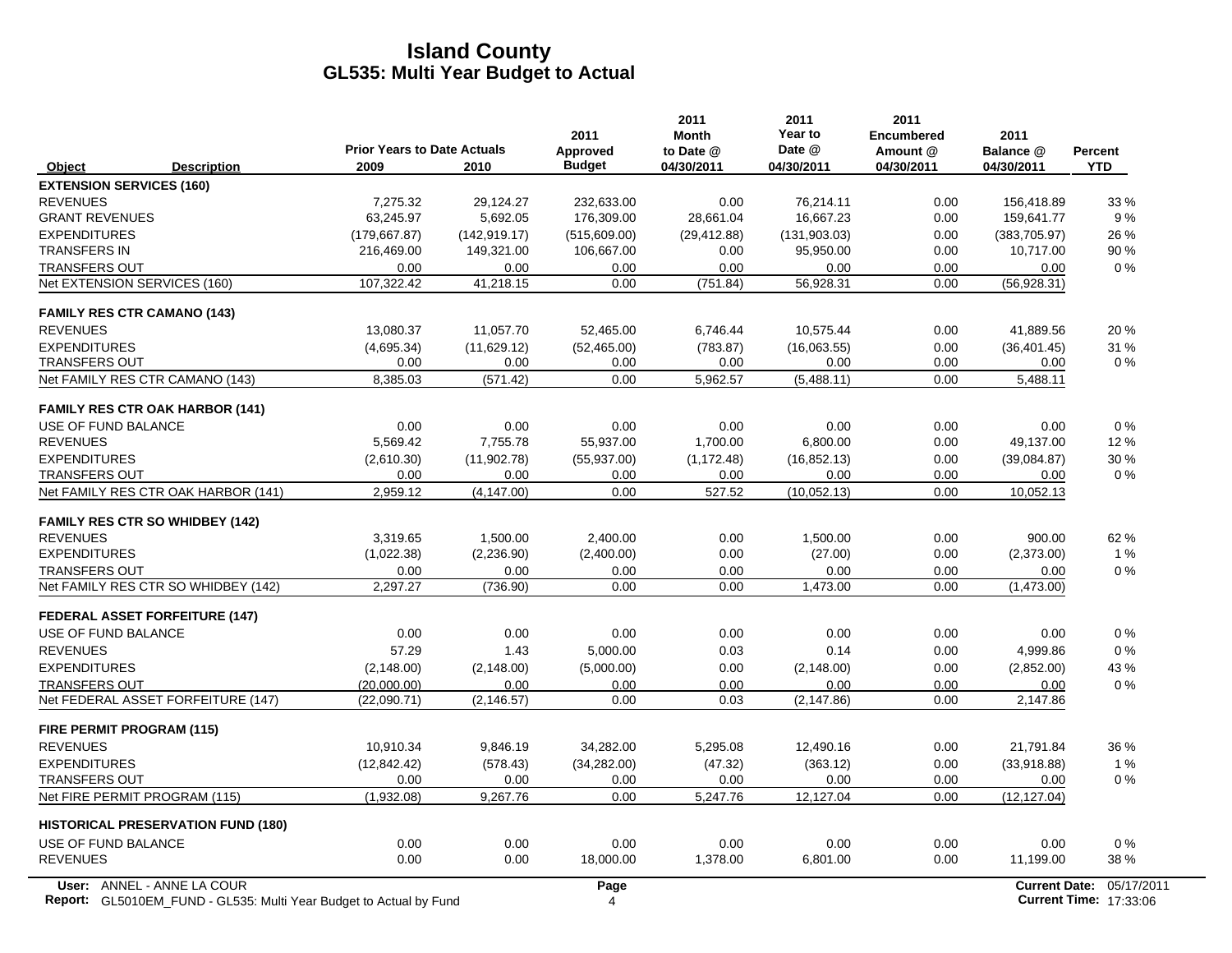# Island County
## GL535: Multi Year Budget to Actual

| Object | Description | Prior Years to Date Actuals 2009 | 2010 | 2011 Approved Budget | 2011 Month to Date @ 04/30/2011 | 2011 Year to Date @ 04/30/2011 | 2011 Encumbered Amount @ 04/30/2011 | 2011 Balance @ 04/30/2011 | Percent YTD |
|---|---|---|---|---|---|---|---|---|---|
| **EXTENSION SERVICES (160)** | | | | | | | | | |
| REVENUES | | 7,275.32 | 29,124.27 | 232,633.00 | 0.00 | 76,214.11 | 0.00 | 156,418.89 | 33 % |
| GRANT REVENUES | | 63,245.97 | 5,692.05 | 176,309.00 | 28,661.04 | 16,667.23 | 0.00 | 159,641.77 | 9 % |
| EXPENDITURES | | (179,667.87) | (142,919.17) | (515,609.00) | (29,412.88) | (131,903.03) | 0.00 | (383,705.97) | 26 % |
| TRANSFERS IN | | 216,469.00 | 149,321.00 | 106,667.00 | 0.00 | 95,950.00 | 0.00 | 10,717.00 | 90 % |
| TRANSFERS OUT | | 0.00 | 0.00 | 0.00 | 0.00 | 0.00 | 0.00 | 0.00 | 0 % |
| Net EXTENSION SERVICES (160) | | 107,322.42 | 41,218.15 | 0.00 | (751.84) | 56,928.31 | 0.00 | (56,928.31) | |
| **FAMILY RES CTR CAMANO (143)** | | | | | | | | | |
| REVENUES | | 13,080.37 | 11,057.70 | 52,465.00 | 6,746.44 | 10,575.44 | 0.00 | 41,889.56 | 20 % |
| EXPENDITURES | | (4,695.34) | (11,629.12) | (52,465.00) | (783.87) | (16,063.55) | 0.00 | (36,401.45) | 31 % |
| TRANSFERS OUT | | 0.00 | 0.00 | 0.00 | 0.00 | 0.00 | 0.00 | 0.00 | 0 % |
| Net FAMILY RES CTR CAMANO (143) | | 8,385.03 | (571.42) | 0.00 | 5,962.57 | (5,488.11) | 0.00 | 5,488.11 | |
| **FAMILY RES CTR OAK HARBOR (141)** | | | | | | | | | |
| USE OF FUND BALANCE | | 0.00 | 0.00 | 0.00 | 0.00 | 0.00 | 0.00 | 0.00 | 0 % |
| REVENUES | | 5,569.42 | 7,755.78 | 55,937.00 | 1,700.00 | 6,800.00 | 0.00 | 49,137.00 | 12 % |
| EXPENDITURES | | (2,610.30) | (11,902.78) | (55,937.00) | (1,172.48) | (16,852.13) | 0.00 | (39,084.87) | 30 % |
| TRANSFERS OUT | | 0.00 | 0.00 | 0.00 | 0.00 | 0.00 | 0.00 | 0.00 | 0 % |
| Net FAMILY RES CTR OAK HARBOR (141) | | 2,959.12 | (4,147.00) | 0.00 | 527.52 | (10,052.13) | 0.00 | 10,052.13 | |
| **FAMILY RES CTR SO WHIDBEY (142)** | | | | | | | | | |
| REVENUES | | 3,319.65 | 1,500.00 | 2,400.00 | 0.00 | 1,500.00 | 0.00 | 900.00 | 62 % |
| EXPENDITURES | | (1,022.38) | (2,236.90) | (2,400.00) | 0.00 | (27.00) | 0.00 | (2,373.00) | 1 % |
| TRANSFERS OUT | | 0.00 | 0.00 | 0.00 | 0.00 | 0.00 | 0.00 | 0.00 | 0 % |
| Net FAMILY RES CTR SO WHIDBEY (142) | | 2,297.27 | (736.90) | 0.00 | 0.00 | 1,473.00 | 0.00 | (1,473.00) | |
| **FEDERAL ASSET FORFEITURE (147)** | | | | | | | | | |
| USE OF FUND BALANCE | | 0.00 | 0.00 | 0.00 | 0.00 | 0.00 | 0.00 | 0.00 | 0 % |
| REVENUES | | 57.29 | 1.43 | 5,000.00 | 0.03 | 0.14 | 0.00 | 4,999.86 | 0 % |
| EXPENDITURES | | (2,148.00) | (2,148.00) | (5,000.00) | 0.00 | (2,148.00) | 0.00 | (2,852.00) | 43 % |
| TRANSFERS OUT | | (20,000.00) | 0.00 | 0.00 | 0.00 | 0.00 | 0.00 | 0.00 | 0 % |
| Net FEDERAL ASSET FORFEITURE (147) | | (22,090.71) | (2,146.57) | 0.00 | 0.03 | (2,147.86) | 0.00 | 2,147.86 | |
| **FIRE PERMIT PROGRAM (115)** | | | | | | | | | |
| REVENUES | | 10,910.34 | 9,846.19 | 34,282.00 | 5,295.08 | 12,490.16 | 0.00 | 21,791.84 | 36 % |
| EXPENDITURES | | (12,842.42) | (578.43) | (34,282.00) | (47.32) | (363.12) | 0.00 | (33,918.88) | 1 % |
| TRANSFERS OUT | | 0.00 | 0.00 | 0.00 | 0.00 | 0.00 | 0.00 | 0.00 | 0 % |
| Net FIRE PERMIT PROGRAM (115) | | (1,932.08) | 9,267.76 | 0.00 | 5,247.76 | 12,127.04 | 0.00 | (12,127.04) | |
| **HISTORICAL PRESERVATION FUND (180)** | | | | | | | | | |
| USE OF FUND BALANCE | | 0.00 | 0.00 | 0.00 | 0.00 | 0.00 | 0.00 | 0.00 | 0 % |
| REVENUES | | 0.00 | 0.00 | 18,000.00 | 1,378.00 | 6,801.00 | 0.00 | 11,199.00 | 38 % |

User: ANNEL - ANNE LA COUR
Report: GL5010EM_FUND - GL535: Multi Year Budget to Actual by Fund
Current Date: 05/17/2011
Current Time: 17:33:06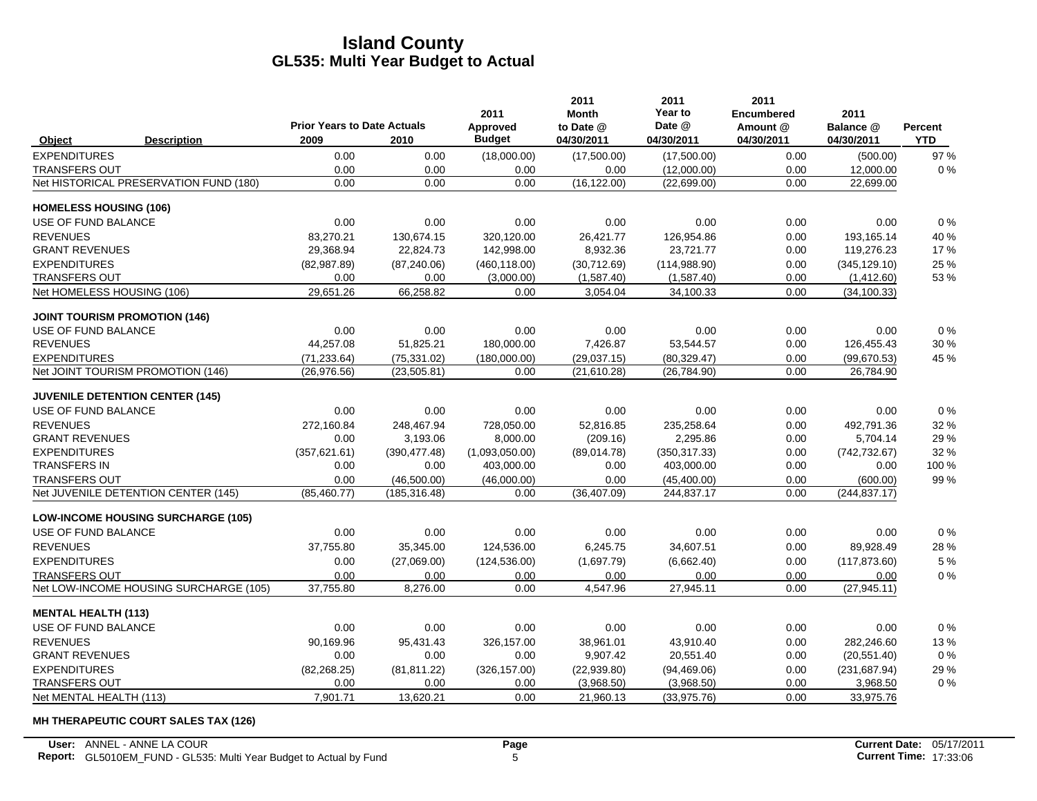# Island County
## GL535: Multi Year Budget to Actual

| Object | Description | Prior Years to Date Actuals 2009 | 2010 | 2011 Approved Budget | 2011 Month to Date @ 04/30/2011 | 2011 Year to Date @ 04/30/2011 | 2011 Encumbered Amount @ 04/30/2011 | 2011 Balance @ 04/30/2011 | Percent YTD |
|---|---|---|---|---|---|---|---|---|---|
| EXPENDITURES | | 0.00 | 0.00 | (18,000.00) | (17,500.00) | (17,500.00) | 0.00 | (500.00) | 97 % |
| TRANSFERS OUT | | 0.00 | 0.00 | 0.00 | 0.00 | (12,000.00) | 0.00 | 12,000.00 | 0 % |
| Net HISTORICAL PRESERVATION FUND (180) | | 0.00 | 0.00 | 0.00 | (16,122.00) | (22,699.00) | 0.00 | 22,699.00 | |
| **HOMELESS HOUSING (106)** | | | | | | | | | |
| USE OF FUND BALANCE | | 0.00 | 0.00 | 0.00 | 0.00 | 0.00 | 0.00 | 0.00 | 0 % |
| REVENUES | | 83,270.21 | 130,674.15 | 320,120.00 | 26,421.77 | 126,954.86 | 0.00 | 193,165.14 | 40 % |
| GRANT REVENUES | | 29,368.94 | 22,824.73 | 142,998.00 | 8,932.36 | 23,721.77 | 0.00 | 119,276.23 | 17 % |
| EXPENDITURES | | (82,987.89) | (87,240.06) | (460,118.00) | (30,712.69) | (114,988.90) | 0.00 | (345,129.10) | 25 % |
| TRANSFERS OUT | | 0.00 | 0.00 | (3,000.00) | (1,587.40) | (1,587.40) | 0.00 | (1,412.60) | 53 % |
| Net HOMELESS HOUSING (106) | | 29,651.26 | 66,258.82 | 0.00 | 3,054.04 | 34,100.33 | 0.00 | (34,100.33) | |
| **JOINT TOURISM PROMOTION (146)** | | | | | | | | | |
| USE OF FUND BALANCE | | 0.00 | 0.00 | 0.00 | 0.00 | 0.00 | 0.00 | 0.00 | 0 % |
| REVENUES | | 44,257.08 | 51,825.21 | 180,000.00 | 7,426.87 | 53,544.57 | 0.00 | 126,455.43 | 30 % |
| EXPENDITURES | | (71,233.64) | (75,331.02) | (180,000.00) | (29,037.15) | (80,329.47) | 0.00 | (99,670.53) | 45 % |
| Net JOINT TOURISM PROMOTION (146) | | (26,976.56) | (23,505.81) | 0.00 | (21,610.28) | (26,784.90) | 0.00 | 26,784.90 | |
| **JUVENILE DETENTION CENTER (145)** | | | | | | | | | |
| USE OF FUND BALANCE | | 0.00 | 0.00 | 0.00 | 0.00 | 0.00 | 0.00 | 0.00 | 0 % |
| REVENUES | | 272,160.84 | 248,467.94 | 728,050.00 | 52,816.85 | 235,258.64 | 0.00 | 492,791.36 | 32 % |
| GRANT REVENUES | | 0.00 | 3,193.06 | 8,000.00 | (209.16) | 2,295.86 | 0.00 | 5,704.14 | 29 % |
| EXPENDITURES | | (357,621.61) | (390,477.48) | (1,093,050.00) | (89,014.78) | (350,317.33) | 0.00 | (742,732.67) | 32 % |
| TRANSFERS IN | | 0.00 | 0.00 | 403,000.00 | 0.00 | 403,000.00 | 0.00 | 0.00 | 100 % |
| TRANSFERS OUT | | 0.00 | (46,500.00) | (46,000.00) | 0.00 | (45,400.00) | 0.00 | (600.00) | 99 % |
| Net JUVENILE DETENTION CENTER (145) | | (85,460.77) | (185,316.48) | 0.00 | (36,407.09) | 244,837.17 | 0.00 | (244,837.17) | |
| **LOW-INCOME HOUSING SURCHARGE (105)** | | | | | | | | | |
| USE OF FUND BALANCE | | 0.00 | 0.00 | 0.00 | 0.00 | 0.00 | 0.00 | 0.00 | 0 % |
| REVENUES | | 37,755.80 | 35,345.00 | 124,536.00 | 6,245.75 | 34,607.51 | 0.00 | 89,928.49 | 28 % |
| EXPENDITURES | | 0.00 | (27,069.00) | (124,536.00) | (1,697.79) | (6,662.40) | 0.00 | (117,873.60) | 5 % |
| TRANSFERS OUT | | 0.00 | 0.00 | 0.00 | 0.00 | 0.00 | 0.00 | 0.00 | 0 % |
| Net LOW-INCOME HOUSING SURCHARGE (105) | | 37,755.80 | 8,276.00 | 0.00 | 4,547.96 | 27,945.11 | 0.00 | (27,945.11) | |
| **MENTAL HEALTH (113)** | | | | | | | | | |
| USE OF FUND BALANCE | | 0.00 | 0.00 | 0.00 | 0.00 | 0.00 | 0.00 | 0.00 | 0 % |
| REVENUES | | 90,169.96 | 95,431.43 | 326,157.00 | 38,961.01 | 43,910.40 | 0.00 | 282,246.60 | 13 % |
| GRANT REVENUES | | 0.00 | 0.00 | 0.00 | 9,907.42 | 20,551.40 | 0.00 | (20,551.40) | 0 % |
| EXPENDITURES | | (82,268.25) | (81,811.22) | (326,157.00) | (22,939.80) | (94,469.06) | 0.00 | (231,687.94) | 29 % |
| TRANSFERS OUT | | 0.00 | 0.00 | 0.00 | (3,968.50) | (3,968.50) | 0.00 | 3,968.50 | 0 % |
| Net MENTAL HEALTH (113) | | 7,901.71 | 13,620.21 | 0.00 | 21,960.13 | (33,975.76) | 0.00 | 33,975.76 | |

**MH THERAPEUTIC COURT SALES TAX (126)**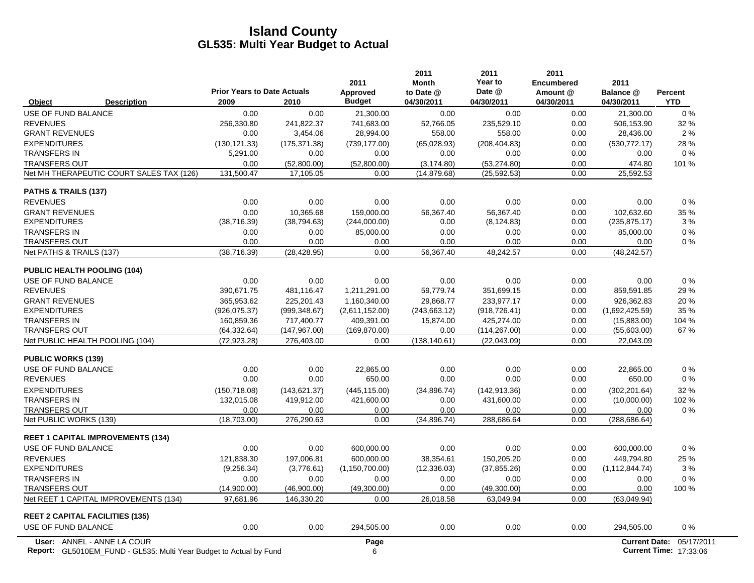# Island County
## GL535: Multi Year Budget to Actual

| Object | Description | Prior Years to Date Actuals 2009 | 2010 | 2011 Approved Budget | 2011 Month to Date @ 04/30/2011 | 2011 Year to Date @ 04/30/2011 | 2011 Encumbered Amount @ 04/30/2011 | 2011 Balance @ 04/30/2011 | Percent YTD |
|---|---|---|---|---|---|---|---|---|---|
| USE OF FUND BALANCE | | 0.00 | 0.00 | 21,300.00 | 0.00 | 0.00 | 0.00 | 21,300.00 | 0 % |
| REVENUES | | 256,330.80 | 241,822.37 | 741,683.00 | 52,766.05 | 235,529.10 | 0.00 | 506,153.90 | 32 % |
| GRANT REVENUES | | 0.00 | 3,454.06 | 28,994.00 | 558.00 | 558.00 | 0.00 | 28,436.00 | 2 % |
| EXPENDITURES | | (130,121.33) | (175,371.38) | (739,177.00) | (65,028.93) | (208,404.83) | 0.00 | (530,772.17) | 28 % |
| TRANSFERS IN | | 5,291.00 | 0.00 | 0.00 | 0.00 | 0.00 | 0.00 | 0.00 | 0 % |
| TRANSFERS OUT | | 0.00 | (52,800.00) | (52,800.00) | (3,174.80) | (53,274.80) | 0.00 | 474.80 | 101 % |
| Net MH THERAPEUTIC COURT SALES TAX (126) | | 131,500.47 | 17,105.05 | 0.00 | (14,879.68) | (25,592.53) | 0.00 | 25,592.53 | |
| **PATHS & TRAILS (137)** | | | | | | | | | |
| REVENUES | | 0.00 | 0.00 | 0.00 | 0.00 | 0.00 | 0.00 | 0.00 | 0 % |
| GRANT REVENUES | | 0.00 | 10,365.68 | 159,000.00 | 56,367.40 | 56,367.40 | 0.00 | 102,632.60 | 35 % |
| EXPENDITURES | | (38,716.39) | (38,794.63) | (244,000.00) | 0.00 | (8,124.83) | 0.00 | (235,875.17) | 3 % |
| TRANSFERS IN | | 0.00 | 0.00 | 85,000.00 | 0.00 | 0.00 | 0.00 | 85,000.00 | 0 % |
| TRANSFERS OUT | | 0.00 | 0.00 | 0.00 | 0.00 | 0.00 | 0.00 | 0.00 | 0 % |
| Net PATHS & TRAILS (137) | | (38,716.39) | (28,428.95) | 0.00 | 56,367.40 | 48,242.57 | 0.00 | (48,242.57) | |
| **PUBLIC HEALTH POOLING (104)** | | | | | | | | | |
| USE OF FUND BALANCE | | 0.00 | 0.00 | 0.00 | 0.00 | 0.00 | 0.00 | 0.00 | 0 % |
| REVENUES | | 390,671.75 | 481,116.47 | 1,211,291.00 | 59,779.74 | 351,699.15 | 0.00 | 859,591.85 | 29 % |
| GRANT REVENUES | | 365,953.62 | 225,201.43 | 1,160,340.00 | 29,868.77 | 233,977.17 | 0.00 | 926,362.83 | 20 % |
| EXPENDITURES | | (926,075.37) | (999,348.67) | (2,611,152.00) | (243,663.12) | (918,726.41) | 0.00 | (1,692,425.59) | 35 % |
| TRANSFERS IN | | 160,859.36 | 717,400.77 | 409,391.00 | 15,874.00 | 425,274.00 | 0.00 | (15,883.00) | 104 % |
| TRANSFERS OUT | | (64,332.64) | (147,967.00) | (169,870.00) | 0.00 | (114,267.00) | 0.00 | (55,603.00) | 67 % |
| Net PUBLIC HEALTH POOLING (104) | | (72,923.28) | 276,403.00 | 0.00 | (138,140.61) | (22,043.09) | 0.00 | 22,043.09 | |
| **PUBLIC WORKS (139)** | | | | | | | | | |
| USE OF FUND BALANCE | | 0.00 | 0.00 | 22,865.00 | 0.00 | 0.00 | 0.00 | 22,865.00 | 0 % |
| REVENUES | | 0.00 | 0.00 | 650.00 | 0.00 | 0.00 | 0.00 | 650.00 | 0 % |
| EXPENDITURES | | (150,718.08) | (143,621.37) | (445,115.00) | (34,896.74) | (142,913.36) | 0.00 | (302,201.64) | 32 % |
| TRANSFERS IN | | 132,015.08 | 419,912.00 | 421,600.00 | 0.00 | 431,600.00 | 0.00 | (10,000.00) | 102 % |
| TRANSFERS OUT | | 0.00 | 0.00 | 0.00 | 0.00 | 0.00 | 0.00 | 0.00 | 0 % |
| Net PUBLIC WORKS (139) | | (18,703.00) | 276,290.63 | 0.00 | (34,896.74) | 288,686.64 | 0.00 | (288,686.64) | |
| **REET 1 CAPITAL IMPROVEMENTS (134)** | | | | | | | | | |
| USE OF FUND BALANCE | | 0.00 | 0.00 | 600,000.00 | 0.00 | 0.00 | 0.00 | 600,000.00 | 0 % |
| REVENUES | | 121,838.30 | 197,006.81 | 600,000.00 | 38,354.61 | 150,205.20 | 0.00 | 449,794.80 | 25 % |
| EXPENDITURES | | (9,256.34) | (3,776.61) | (1,150,700.00) | (12,336.03) | (37,855.26) | 0.00 | (1,112,844.74) | 3 % |
| TRANSFERS IN | | 0.00 | 0.00 | 0.00 | 0.00 | 0.00 | 0.00 | 0.00 | 0 % |
| TRANSFERS OUT | | (14,900.00) | (46,900.00) | (49,300.00) | 0.00 | (49,300.00) | 0.00 | 0.00 | 100 % |
| Net REET 1 CAPITAL IMPROVEMENTS (134) | | 97,681.96 | 146,330.20 | 0.00 | 26,018.58 | 63,049.94 | 0.00 | (63,049.94) | |
| **REET 2 CAPITAL FACILITIES (135)** | | | | | | | | | |
| USE OF FUND BALANCE | | 0.00 | 0.00 | 294,505.00 | 0.00 | 0.00 | 0.00 | 294,505.00 | 0 % |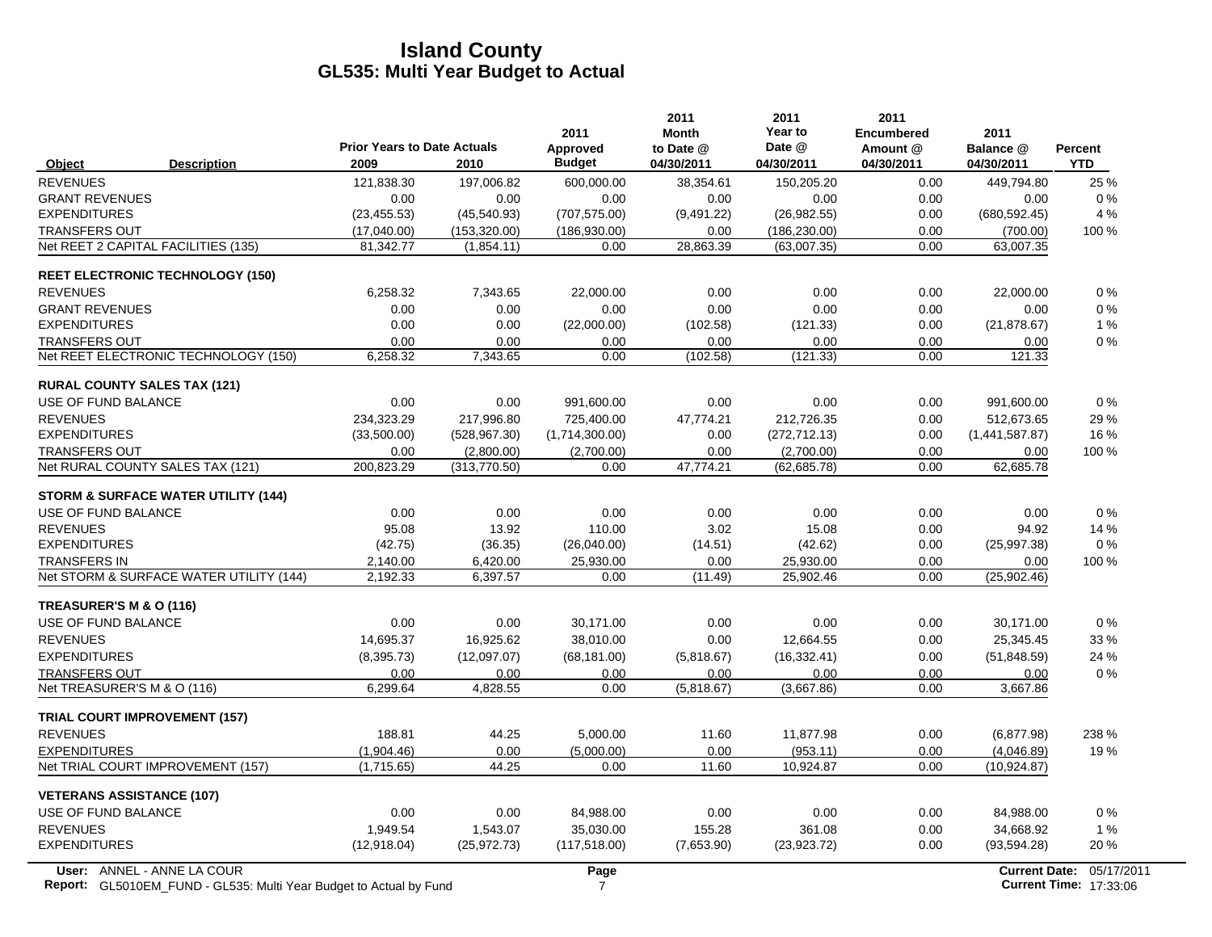# Island County
## GL535: Multi Year Budget to Actual

| Object | Description | Prior Years to Date Actuals 2009 | 2010 | 2011 Approved Budget | 2011 Month to Date @ 04/30/2011 | 2011 Year to Date @ 04/30/2011 | 2011 Encumbered Amount @ 04/30/2011 | 2011 Balance @ 04/30/2011 | Percent YTD |
|---|---|---|---|---|---|---|---|---|---|
| REVENUES | | 121,838.30 | 197,006.82 | 600,000.00 | 38,354.61 | 150,205.20 | 0.00 | 449,794.80 | 25 % |
| GRANT REVENUES | | 0.00 | 0.00 | 0.00 | 0.00 | 0.00 | 0.00 | 0.00 | 0 % |
| EXPENDITURES | | (23,455.53) | (45,540.93) | (707,575.00) | (9,491.22) | (26,982.55) | 0.00 | (680,592.45) | 4 % |
| TRANSFERS OUT | | (17,040.00) | (153,320.00) | (186,930.00) | 0.00 | (186,230.00) | 0.00 | (700.00) | 100 % |
| Net REET 2 CAPITAL FACILITIES (135) | | 81,342.77 | (1,854.11) | 0.00 | 28,863.39 | (63,007.35) | 0.00 | 63,007.35 | |
| **REET ELECTRONIC TECHNOLOGY (150)** | | | | | | | | | |
| REVENUES | | 6,258.32 | 7,343.65 | 22,000.00 | 0.00 | 0.00 | 0.00 | 22,000.00 | 0 % |
| GRANT REVENUES | | 0.00 | 0.00 | 0.00 | 0.00 | 0.00 | 0.00 | 0.00 | 0 % |
| EXPENDITURES | | 0.00 | 0.00 | (22,000.00) | (102.58) | (121.33) | 0.00 | (21,878.67) | 1 % |
| TRANSFERS OUT | | 0.00 | 0.00 | 0.00 | 0.00 | 0.00 | 0.00 | 0.00 | 0 % |
| Net REET ELECTRONIC TECHNOLOGY (150) | | 6,258.32 | 7,343.65 | 0.00 | (102.58) | (121.33) | 0.00 | 121.33 | |
| **RURAL COUNTY SALES TAX (121)** | | | | | | | | | |
| USE OF FUND BALANCE | | 0.00 | 0.00 | 991,600.00 | 0.00 | 0.00 | 0.00 | 991,600.00 | 0 % |
| REVENUES | | 234,323.29 | 217,996.80 | 725,400.00 | 47,774.21 | 212,726.35 | 0.00 | 512,673.65 | 29 % |
| EXPENDITURES | | (33,500.00) | (528,967.30) | (1,714,300.00) | 0.00 | (272,712.13) | 0.00 | (1,441,587.87) | 16 % |
| TRANSFERS OUT | | 0.00 | (2,800.00) | (2,700.00) | 0.00 | (2,700.00) | 0.00 | 0.00 | 100 % |
| Net RURAL COUNTY SALES TAX (121) | | 200,823.29 | (313,770.50) | 0.00 | 47,774.21 | (62,685.78) | 0.00 | 62,685.78 | |
| **STORM & SURFACE WATER UTILITY (144)** | | | | | | | | | |
| USE OF FUND BALANCE | | 0.00 | 0.00 | 0.00 | 0.00 | 0.00 | 0.00 | 0.00 | 0 % |
| REVENUES | | 95.08 | 13.92 | 110.00 | 3.02 | 15.08 | 0.00 | 94.92 | 14 % |
| EXPENDITURES | | (42.75) | (36.35) | (26,040.00) | (14.51) | (42.62) | 0.00 | (25,997.38) | 0 % |
| TRANSFERS IN | | 2,140.00 | 6,420.00 | 25,930.00 | 0.00 | 25,930.00 | 0.00 | 0.00 | 100 % |
| Net STORM & SURFACE WATER UTILITY (144) | | 2,192.33 | 6,397.57 | 0.00 | (11.49) | 25,902.46 | 0.00 | (25,902.46) | |
| **TREASURER'S M & O (116)** | | | | | | | | | |
| USE OF FUND BALANCE | | 0.00 | 0.00 | 30,171.00 | 0.00 | 0.00 | 0.00 | 30,171.00 | 0 % |
| REVENUES | | 14,695.37 | 16,925.62 | 38,010.00 | 0.00 | 12,664.55 | 0.00 | 25,345.45 | 33 % |
| EXPENDITURES | | (8,395.73) | (12,097.07) | (68,181.00) | (5,818.67) | (16,332.41) | 0.00 | (51,848.59) | 24 % |
| TRANSFERS OUT | | 0.00 | 0.00 | 0.00 | 0.00 | 0.00 | 0.00 | 0.00 | 0 % |
| Net TREASURER'S M & O (116) | | 6,299.64 | 4,828.55 | 0.00 | (5,818.67) | (3,667.86) | 0.00 | 3,667.86 | |
| **TRIAL COURT IMPROVEMENT (157)** | | | | | | | | | |
| REVENUES | | 188.81 | 44.25 | 5,000.00 | 11.60 | 11,877.98 | 0.00 | (6,877.98) | 238 % |
| EXPENDITURES | | (1,904.46) | 0.00 | (5,000.00) | 0.00 | (953.11) | 0.00 | (4,046.89) | 19 % |
| Net TRIAL COURT IMPROVEMENT (157) | | (1,715.65) | 44.25 | 0.00 | 11.60 | 10,924.87 | 0.00 | (10,924.87) | |
| **VETERANS ASSISTANCE (107)** | | | | | | | | | |
| USE OF FUND BALANCE | | 0.00 | 0.00 | 84,988.00 | 0.00 | 0.00 | 0.00 | 84,988.00 | 0 % |
| REVENUES | | 1,949.54 | 1,543.07 | 35,030.00 | 155.28 | 361.08 | 0.00 | 34,668.92 | 1 % |
| EXPENDITURES | | (12,918.04) | (25,972.73) | (117,518.00) | (7,653.90) | (23,923.72) | 0.00 | (93,594.28) | 20 % |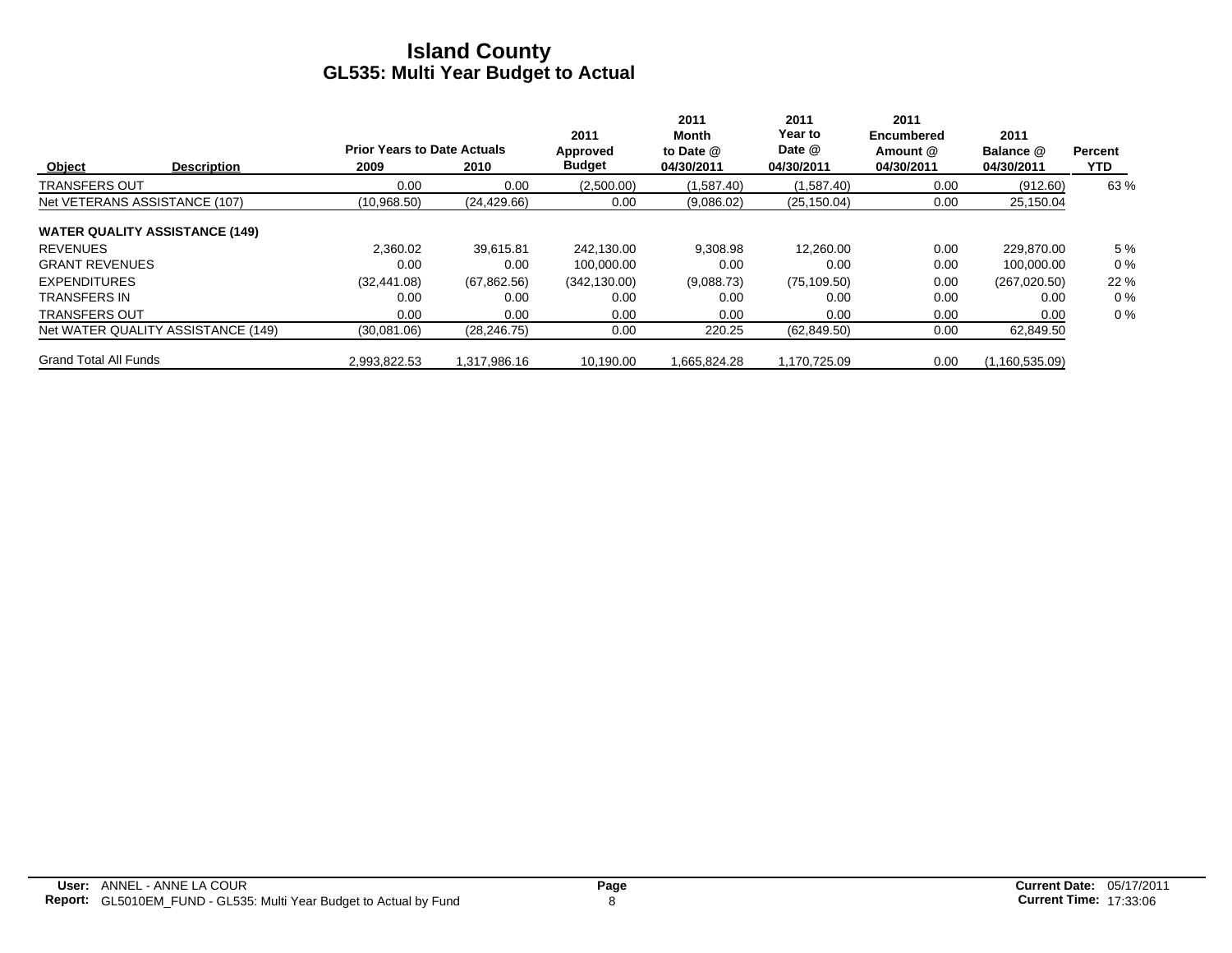# Island County
## GL535: Multi Year Budget to Actual

| Object | Description | Prior Years to Date Actuals 2009 | 2010 | 2011 Approved Budget | 2011 Month to Date @ 04/30/2011 | 2011 Year to Date @ 04/30/2011 | 2011 Encumbered Amount @ 04/30/2011 | 2011 Balance @ 04/30/2011 | Percent YTD |
|---|---|---|---|---|---|---|---|---|---|
| TRANSFERS OUT | | 0.00 | 0.00 | (2,500.00) | (1,587.40) | (1,587.40) | 0.00 | (912.60) | 63 % |
| Net VETERANS ASSISTANCE (107) | | (10,968.50) | (24,429.66) | 0.00 | (9,086.02) | (25,150.04) | 0.00 | 25,150.04 | |
| **WATER QUALITY ASSISTANCE (149)** | | | | | | | | | |
| REVENUES | | 2,360.02 | 39,615.81 | 242,130.00 | 9,308.98 | 12,260.00 | 0.00 | 229,870.00 | 5 % |
| GRANT REVENUES | | 0.00 | 0.00 | 100,000.00 | 0.00 | 0.00 | 0.00 | 100,000.00 | 0 % |
| EXPENDITURES | | (32,441.08) | (67,862.56) | (342,130.00) | (9,088.73) | (75,109.50) | 0.00 | (267,020.50) | 22 % |
| TRANSFERS IN | | 0.00 | 0.00 | 0.00 | 0.00 | 0.00 | 0.00 | 0.00 | 0 % |
| TRANSFERS OUT | | 0.00 | 0.00 | 0.00 | 0.00 | 0.00 | 0.00 | 0.00 | 0 % |
| Net WATER QUALITY ASSISTANCE (149) | | (30,081.06) | (28,246.75) | 0.00 | 220.25 | (62,849.50) | 0.00 | 62,849.50 | |
| Grand Total All Funds | | 2,993,822.53 | 1,317,986.16 | 10,190.00 | 1,665,824.28 | 1,170,725.09 | 0.00 | (1,160,535.09) | |

**User:** ANNEL - ANNE LA COUR
**Report:** GL5010EM_FUND - GL535: Multi Year Budget to Actual by Fund
**Current Date:** 05/17/2011
**Current Time:** 17:33:06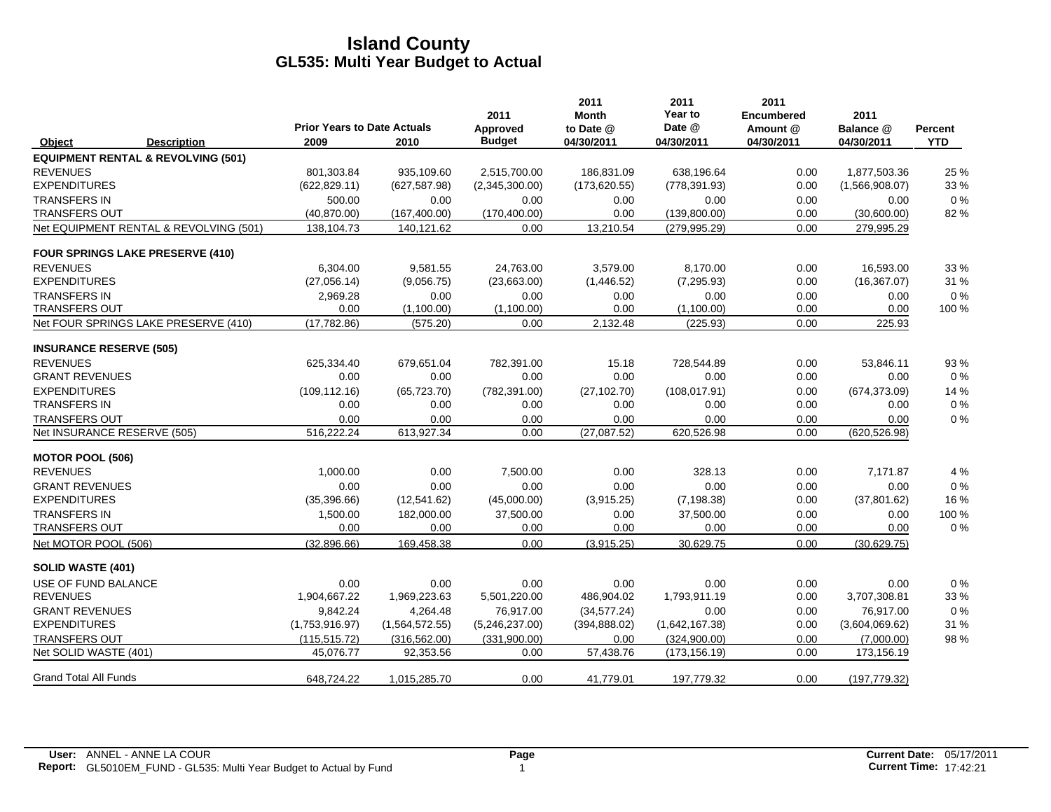# Island County
## GL535: Multi Year Budget to Actual

| Object | Description | Prior Years to Date Actuals 2009 | 2010 | 2011 Approved Budget | 2011 Month to Date @ 04/30/2011 | 2011 Year to Date @ 04/30/2011 | 2011 Encumbered Amount @ 04/30/2011 | 2011 Balance @ 04/30/2011 | Percent YTD |
|---|---|---|---|---|---|---|---|---|---|
| **EQUIPMENT RENTAL & REVOLVING (501)** | | | | | | | | | |
| REVENUES | | 801,303.84 | 935,109.60 | 2,515,700.00 | 186,831.09 | 638,196.64 | 0.00 | 1,877,503.36 | 25 % |
| EXPENDITURES | | (622,829.11) | (627,587.98) | (2,345,300.00) | (173,620.55) | (778,391.93) | 0.00 | (1,566,908.07) | 33 % |
| TRANSFERS IN | | 500.00 | 0.00 | 0.00 | 0.00 | 0.00 | 0.00 | 0.00 | 0 % |
| TRANSFERS OUT | | (40,870.00) | (167,400.00) | (170,400.00) | 0.00 | (139,800.00) | 0.00 | (30,600.00) | 82 % |
| Net EQUIPMENT RENTAL & REVOLVING (501) | | 138,104.73 | 140,121.62 | 0.00 | 13,210.54 | (279,995.29) | 0.00 | 279,995.29 | |
| **FOUR SPRINGS LAKE PRESERVE (410)** | | | | | | | | | |
| REVENUES | | 6,304.00 | 9,581.55 | 24,763.00 | 3,579.00 | 8,170.00 | 0.00 | 16,593.00 | 33 % |
| EXPENDITURES | | (27,056.14) | (9,056.75) | (23,663.00) | (1,446.52) | (7,295.93) | 0.00 | (16,367.07) | 31 % |
| TRANSFERS IN | | 2,969.28 | 0.00 | 0.00 | 0.00 | 0.00 | 0.00 | 0.00 | 0 % |
| TRANSFERS OUT | | 0.00 | (1,100.00) | (1,100.00) | 0.00 | (1,100.00) | 0.00 | 0.00 | 100 % |
| Net FOUR SPRINGS LAKE PRESERVE (410) | | (17,782.86) | (575.20) | 0.00 | 2,132.48 | (225.93) | 0.00 | 225.93 | |
| **INSURANCE RESERVE (505)** | | | | | | | | | |
| REVENUES | | 625,334.40 | 679,651.04 | 782,391.00 | 15.18 | 728,544.89 | 0.00 | 53,846.11 | 93 % |
| GRANT REVENUES | | 0.00 | 0.00 | 0.00 | 0.00 | 0.00 | 0.00 | 0.00 | 0 % |
| EXPENDITURES | | (109,112.16) | (65,723.70) | (782,391.00) | (27,102.70) | (108,017.91) | 0.00 | (674,373.09) | 14 % |
| TRANSFERS IN | | 0.00 | 0.00 | 0.00 | 0.00 | 0.00 | 0.00 | 0.00 | 0 % |
| TRANSFERS OUT | | 0.00 | 0.00 | 0.00 | 0.00 | 0.00 | 0.00 | 0.00 | 0 % |
| Net INSURANCE RESERVE (505) | | 516,222.24 | 613,927.34 | 0.00 | (27,087.52) | 620,526.98 | 0.00 | (620,526.98) | |
| **MOTOR POOL (506)** | | | | | | | | | |
| REVENUES | | 1,000.00 | 0.00 | 7,500.00 | 0.00 | 328.13 | 0.00 | 7,171.87 | 4 % |
| GRANT REVENUES | | 0.00 | 0.00 | 0.00 | 0.00 | 0.00 | 0.00 | 0.00 | 0 % |
| EXPENDITURES | | (35,396.66) | (12,541.62) | (45,000.00) | (3,915.25) | (7,198.38) | 0.00 | (37,801.62) | 16 % |
| TRANSFERS IN | | 1,500.00 | 182,000.00 | 37,500.00 | 0.00 | 37,500.00 | 0.00 | 0.00 | 100 % |
| TRANSFERS OUT | | 0.00 | 0.00 | 0.00 | 0.00 | 0.00 | 0.00 | 0.00 | 0 % |
| Net MOTOR POOL (506) | | (32,896.66) | 169,458.38 | 0.00 | (3,915.25) | 30,629.75 | 0.00 | (30,629.75) | |
| **SOLID WASTE (401)** | | | | | | | | | |
| USE OF FUND BALANCE | | 0.00 | 0.00 | 0.00 | 0.00 | 0.00 | 0.00 | 0.00 | 0 % |
| REVENUES | | 1,904,667.22 | 1,969,223.63 | 5,501,220.00 | 486,904.02 | 1,793,911.19 | 0.00 | 3,707,308.81 | 33 % |
| GRANT REVENUES | | 9,842.24 | 4,264.48 | 76,917.00 | (34,577.24) | 0.00 | 0.00 | 76,917.00 | 0 % |
| EXPENDITURES | | (1,753,916.97) | (1,564,572.55) | (5,246,237.00) | (394,888.02) | (1,642,167.38) | 0.00 | (3,604,069.62) | 31 % |
| TRANSFERS OUT | | (115,515.72) | (316,562.00) | (331,900.00) | 0.00 | (324,900.00) | 0.00 | (7,000.00) | 98 % |
| Net SOLID WASTE (401) | | 45,076.77 | 92,353.56 | 0.00 | 57,438.76 | (173,156.19) | 0.00 | 173,156.19 | |
| Grand Total All Funds | | 648,724.22 | 1,015,285.70 | 0.00 | 41,779.01 | 197,779.32 | 0.00 | (197,779.32) | |

**User:** ANNEL - ANNE LA COUR
**Report:** GL5010EM_FUND - GL535: Multi Year Budget to Actual by Fund

**Current Date:** 05/17/2011
**Current Time:** 17:42:21